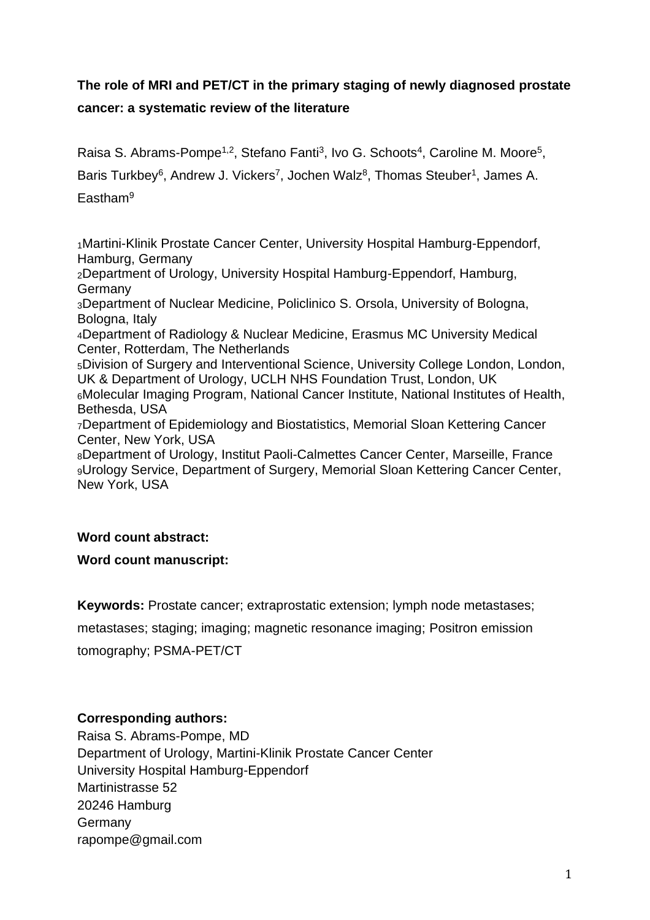# The role of MRI and PET/CT in the primary staging of newly diagnosed prostate cancer: a systematic review of the literature

Raisa S. Abrams-Pompe[1,2], Stefano Fanti[3], Ivo G. Schoots[4], Caroline M. Moore[5], Baris Turkbey[6], Andrew J. Vickers[7], Jochen Walz[8], Thomas Steuber[1], James A. Eastham[9]

[1]Martini-Klinik Prostate Cancer Center, University Hospital Hamburg-Eppendorf, Hamburg, Germany
[2]Department of Urology, University Hospital Hamburg-Eppendorf, Hamburg, Germany
[3]Department of Nuclear Medicine, Policlinico S. Orsola, University of Bologna, Bologna, Italy
[4]Department of Radiology & Nuclear Medicine, Erasmus MC University Medical Center, Rotterdam, The Netherlands
[5]Division of Surgery and Interventional Science, University College London, London, UK & Department of Urology, UCLH NHS Foundation Trust, London, UK
[6]Molecular Imaging Program, National Cancer Institute, National Institutes of Health, Bethesda, USA
[7]Department of Epidemiology and Biostatistics, Memorial Sloan Kettering Cancer Center, New York, USA
[8]Department of Urology, Institut Paoli-Calmettes Cancer Center, Marseille, France
[9]Urology Service, Department of Surgery, Memorial Sloan Kettering Cancer Center, New York, USA

**Word count abstract:**

**Word count manuscript:**

**Keywords:** Prostate cancer; extraprostatic extension; lymph node metastases; metastases; staging; imaging; magnetic resonance imaging; Positron emission tomography; PSMA-PET/CT

**Corresponding authors:**
Raisa S. Abrams-Pompe, MD
Department of Urology, Martini-Klinik Prostate Cancer Center
University Hospital Hamburg-Eppendorf
Martinistrasse 52
20246 Hamburg
Germany
rapompe@gmail.com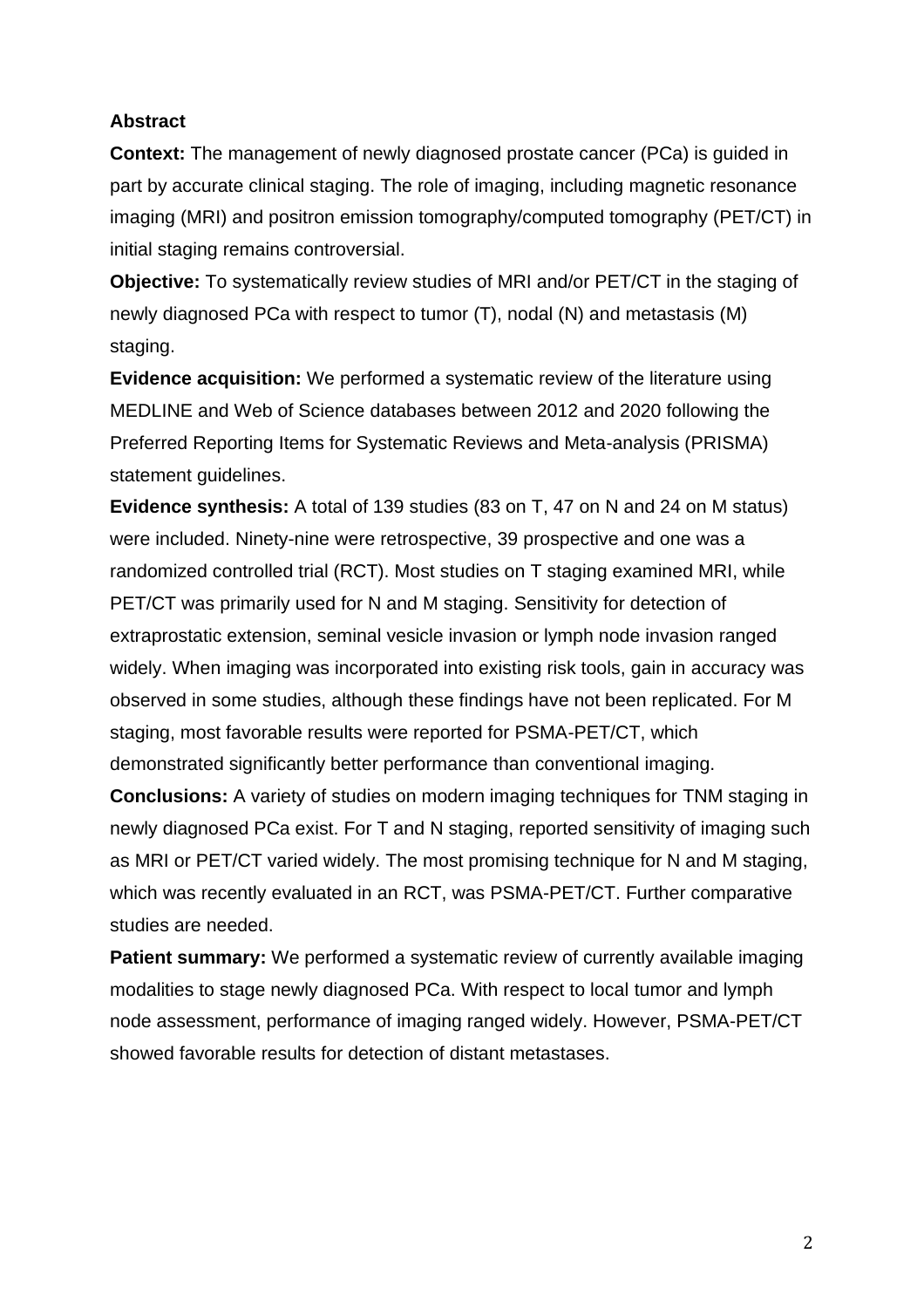## Abstract

**Context:** The management of newly diagnosed prostate cancer (PCa) is guided in part by accurate clinical staging. The role of imaging, including magnetic resonance imaging (MRI) and positron emission tomography/computed tomography (PET/CT) in initial staging remains controversial.

**Objective:** To systematically review studies of MRI and/or PET/CT in the staging of newly diagnosed PCa with respect to tumor (T), nodal (N) and metastasis (M) staging.

**Evidence acquisition:** We performed a systematic review of the literature using MEDLINE and Web of Science databases between 2012 and 2020 following the Preferred Reporting Items for Systematic Reviews and Meta-analysis (PRISMA) statement guidelines.

**Evidence synthesis:** A total of 139 studies (83 on T, 47 on N and 24 on M status) were included. Ninety-nine were retrospective, 39 prospective and one was a randomized controlled trial (RCT). Most studies on T staging examined MRI, while PET/CT was primarily used for N and M staging. Sensitivity for detection of extraprostatic extension, seminal vesicle invasion or lymph node invasion ranged widely. When imaging was incorporated into existing risk tools, gain in accuracy was observed in some studies, although these findings have not been replicated. For M staging, most favorable results were reported for PSMA-PET/CT, which demonstrated significantly better performance than conventional imaging.

**Conclusions:** A variety of studies on modern imaging techniques for TNM staging in newly diagnosed PCa exist. For T and N staging, reported sensitivity of imaging such as MRI or PET/CT varied widely. The most promising technique for N and M staging, which was recently evaluated in an RCT, was PSMA-PET/CT. Further comparative studies are needed.

**Patient summary:** We performed a systematic review of currently available imaging modalities to stage newly diagnosed PCa. With respect to local tumor and lymph node assessment, performance of imaging ranged widely. However, PSMA-PET/CT showed favorable results for detection of distant metastases.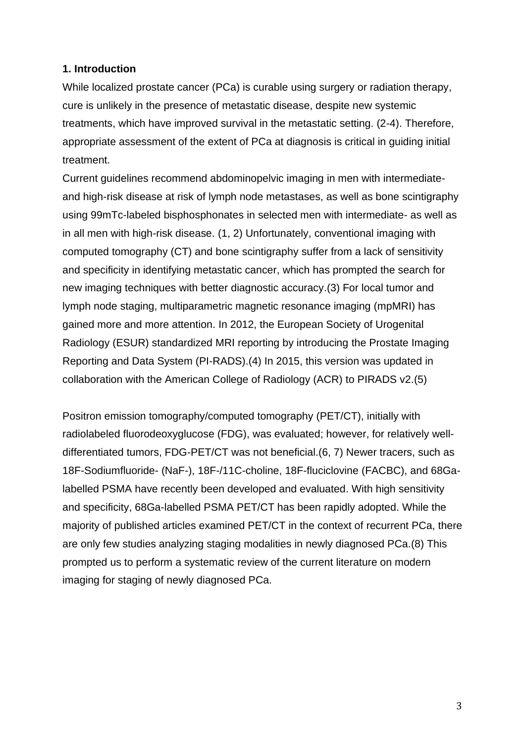## 1. Introduction

While localized prostate cancer (PCa) is curable using surgery or radiation therapy, cure is unlikely in the presence of metastatic disease, despite new systemic treatments, which have improved survival in the metastatic setting. (2-4). Therefore, appropriate assessment of the extent of PCa at diagnosis is critical in guiding initial treatment.

Current guidelines recommend abdominopelvic imaging in men with intermediate- and high-risk disease at risk of lymph node metastases, as well as bone scintigraphy using 99mTc-labeled bisphosphonates in selected men with intermediate- as well as in all men with high-risk disease. (1, 2) Unfortunately, conventional imaging with computed tomography (CT) and bone scintigraphy suffer from a lack of sensitivity and specificity in identifying metastatic cancer, which has prompted the search for new imaging techniques with better diagnostic accuracy.(3) For local tumor and lymph node staging, multiparametric magnetic resonance imaging (mpMRI) has gained more and more attention. In 2012, the European Society of Urogenital Radiology (ESUR) standardized MRI reporting by introducing the Prostate Imaging Reporting and Data System (PI-RADS).(4) In 2015, this version was updated in collaboration with the American College of Radiology (ACR) to PIRADS v2.(5)

Positron emission tomography/computed tomography (PET/CT), initially with radiolabeled fluorodeoxyglucose (FDG), was evaluated; however, for relatively well-differentiated tumors, FDG-PET/CT was not beneficial.(6, 7) Newer tracers, such as 18F-Sodiumfluoride- (NaF-), 18F-/11C-choline, 18F-fluciclovine (FACBC), and 68Ga-labelled PSMA have recently been developed and evaluated. With high sensitivity and specificity, 68Ga-labelled PSMA PET/CT has been rapidly adopted. While the majority of published articles examined PET/CT in the context of recurrent PCa, there are only few studies analyzing staging modalities in newly diagnosed PCa.(8) This prompted us to perform a systematic review of the current literature on modern imaging for staging of newly diagnosed PCa.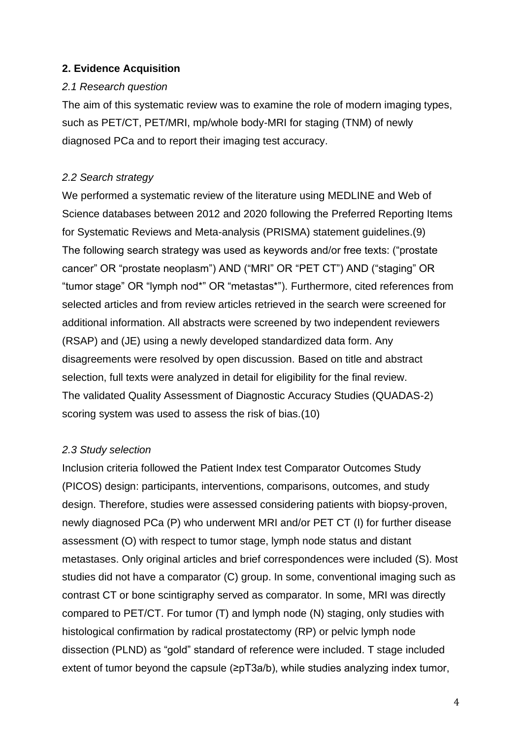## 2. Evidence Acquisition

### *2.1 Research question*

The aim of this systematic review was to examine the role of modern imaging types, such as PET/CT, PET/MRI, mp/whole body-MRI for staging (TNM) of newly diagnosed PCa and to report their imaging test accuracy.

### *2.2 Search strategy*

We performed a systematic review of the literature using MEDLINE and Web of Science databases between 2012 and 2020 following the Preferred Reporting Items for Systematic Reviews and Meta-analysis (PRISMA) statement guidelines.(9) The following search strategy was used as keywords and/or free texts: ("prostate cancer" OR "prostate neoplasm") AND ("MRI" OR "PET CT") AND ("staging" OR "tumor stage" OR "lymph nod*" OR "metastas*"). Furthermore, cited references from selected articles and from review articles retrieved in the search were screened for additional information. All abstracts were screened by two independent reviewers (RSAP) and (JE) using a newly developed standardized data form. Any disagreements were resolved by open discussion. Based on title and abstract selection, full texts were analyzed in detail for eligibility for the final review. The validated Quality Assessment of Diagnostic Accuracy Studies (QUADAS-2) scoring system was used to assess the risk of bias.(10)

### *2.3 Study selection*

Inclusion criteria followed the Patient Index test Comparator Outcomes Study (PICOS) design: participants, interventions, comparisons, outcomes, and study design. Therefore, studies were assessed considering patients with biopsy-proven, newly diagnosed PCa (P) who underwent MRI and/or PET CT (I) for further disease assessment (O) with respect to tumor stage, lymph node status and distant metastases. Only original articles and brief correspondences were included (S). Most studies did not have a comparator (C) group. In some, conventional imaging such as contrast CT or bone scintigraphy served as comparator. In some, MRI was directly compared to PET/CT. For tumor (T) and lymph node (N) staging, only studies with histological confirmation by radical prostatectomy (RP) or pelvic lymph node dissection (PLND) as "gold" standard of reference were included. T stage included extent of tumor beyond the capsule (≥pT3a/b), while studies analyzing index tumor,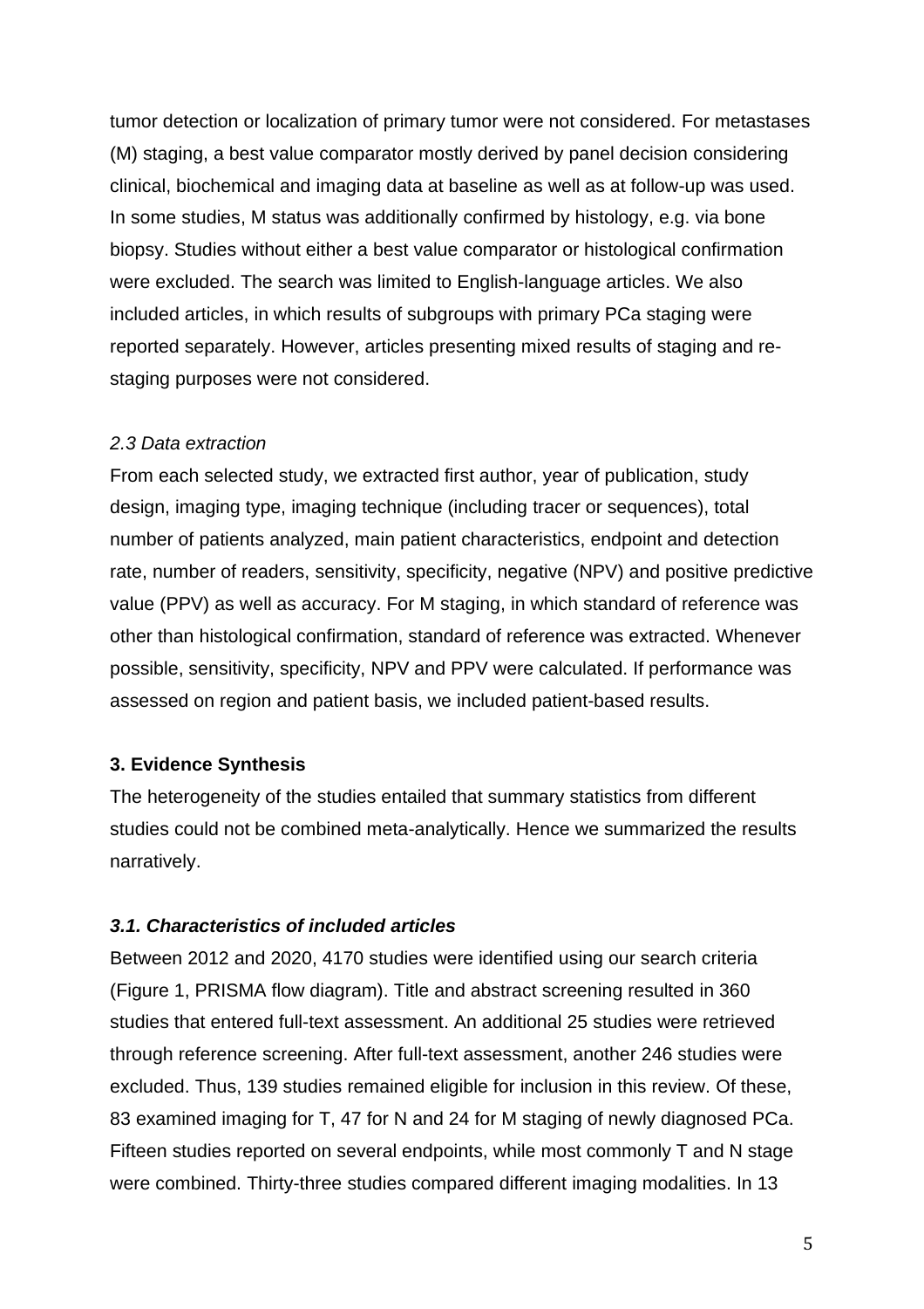tumor detection or localization of primary tumor were not considered. For metastases (M) staging, a best value comparator mostly derived by panel decision considering clinical, biochemical and imaging data at baseline as well as at follow-up was used. In some studies, M status was additionally confirmed by histology, e.g. via bone biopsy. Studies without either a best value comparator or histological confirmation were excluded. The search was limited to English-language articles. We also included articles, in which results of subgroups with primary PCa staging were reported separately. However, articles presenting mixed results of staging and re-staging purposes were not considered.

*2.3 Data extraction*

From each selected study, we extracted first author, year of publication, study design, imaging type, imaging technique (including tracer or sequences), total number of patients analyzed, main patient characteristics, endpoint and detection rate, number of readers, sensitivity, specificity, negative (NPV) and positive predictive value (PPV) as well as accuracy. For M staging, in which standard of reference was other than histological confirmation, standard of reference was extracted. Whenever possible, sensitivity, specificity, NPV and PPV were calculated. If performance was assessed on region and patient basis, we included patient-based results.

## 3. Evidence Synthesis

The heterogeneity of the studies entailed that summary statistics from different studies could not be combined meta-analytically. Hence we summarized the results narratively.

### *3.1. Characteristics of included articles*

Between 2012 and 2020, 4170 studies were identified using our search criteria (Figure 1, PRISMA flow diagram). Title and abstract screening resulted in 360 studies that entered full-text assessment. An additional 25 studies were retrieved through reference screening. After full-text assessment, another 246 studies were excluded. Thus, 139 studies remained eligible for inclusion in this review. Of these, 83 examined imaging for T, 47 for N and 24 for M staging of newly diagnosed PCa. Fifteen studies reported on several endpoints, while most commonly T and N stage were combined. Thirty-three studies compared different imaging modalities. In 13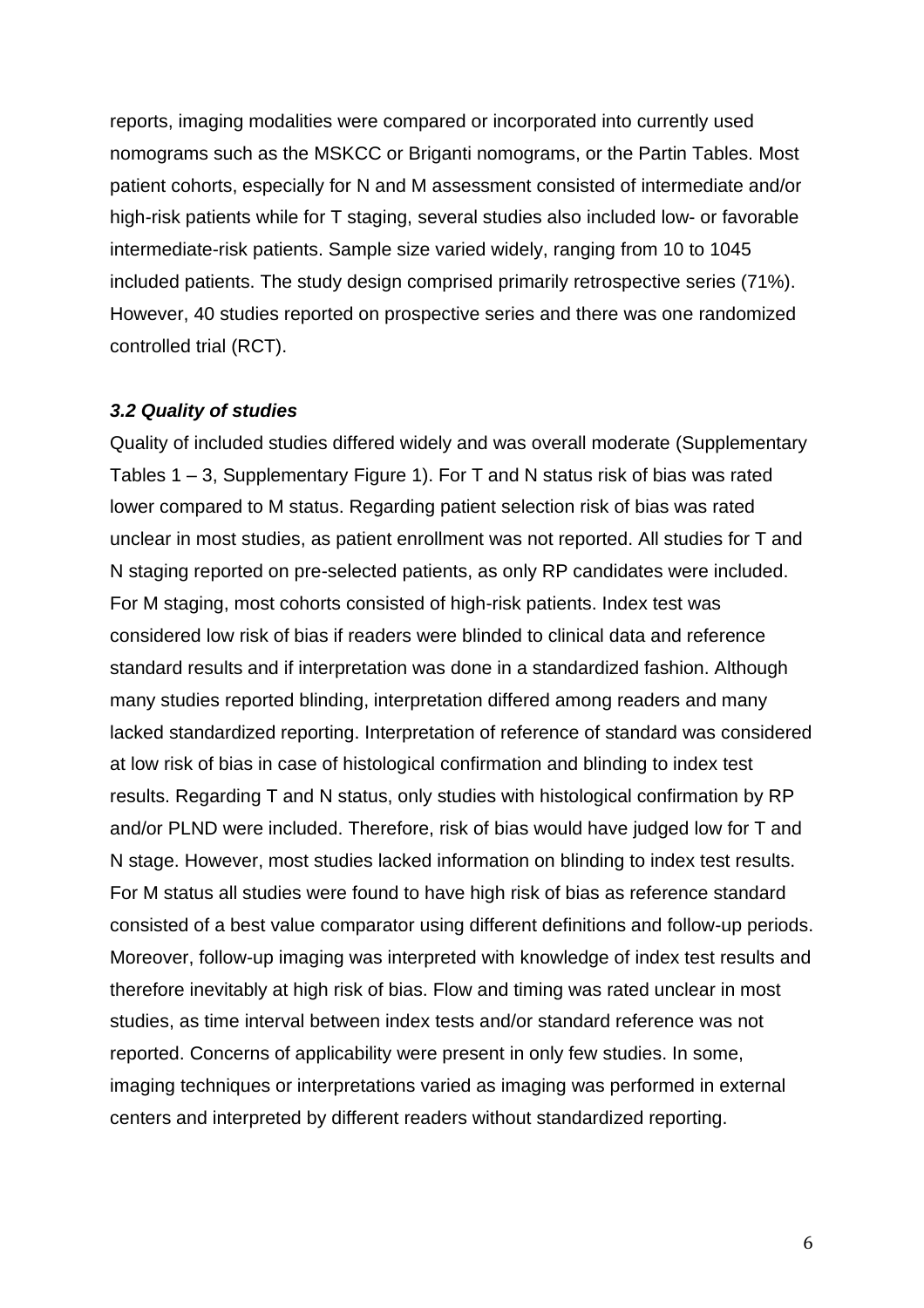reports, imaging modalities were compared or incorporated into currently used nomograms such as the MSKCC or Briganti nomograms, or the Partin Tables. Most patient cohorts, especially for N and M assessment consisted of intermediate and/or high-risk patients while for T staging, several studies also included low- or favorable intermediate-risk patients. Sample size varied widely, ranging from 10 to 1045 included patients. The study design comprised primarily retrospective series (71%). However, 40 studies reported on prospective series and there was one randomized controlled trial (RCT).

### *3.2 Quality of studies*

Quality of included studies differed widely and was overall moderate (Supplementary Tables 1 – 3, Supplementary Figure 1). For T and N status risk of bias was rated lower compared to M status. Regarding patient selection risk of bias was rated unclear in most studies, as patient enrollment was not reported. All studies for T and N staging reported on pre-selected patients, as only RP candidates were included. For M staging, most cohorts consisted of high-risk patients. Index test was considered low risk of bias if readers were blinded to clinical data and reference standard results and if interpretation was done in a standardized fashion. Although many studies reported blinding, interpretation differed among readers and many lacked standardized reporting. Interpretation of reference of standard was considered at low risk of bias in case of histological confirmation and blinding to index test results. Regarding T and N status, only studies with histological confirmation by RP and/or PLND were included. Therefore, risk of bias would have judged low for T and N stage. However, most studies lacked information on blinding to index test results. For M status all studies were found to have high risk of bias as reference standard consisted of a best value comparator using different definitions and follow-up periods. Moreover, follow-up imaging was interpreted with knowledge of index test results and therefore inevitably at high risk of bias. Flow and timing was rated unclear in most studies, as time interval between index tests and/or standard reference was not reported. Concerns of applicability were present in only few studies. In some, imaging techniques or interpretations varied as imaging was performed in external centers and interpreted by different readers without standardized reporting.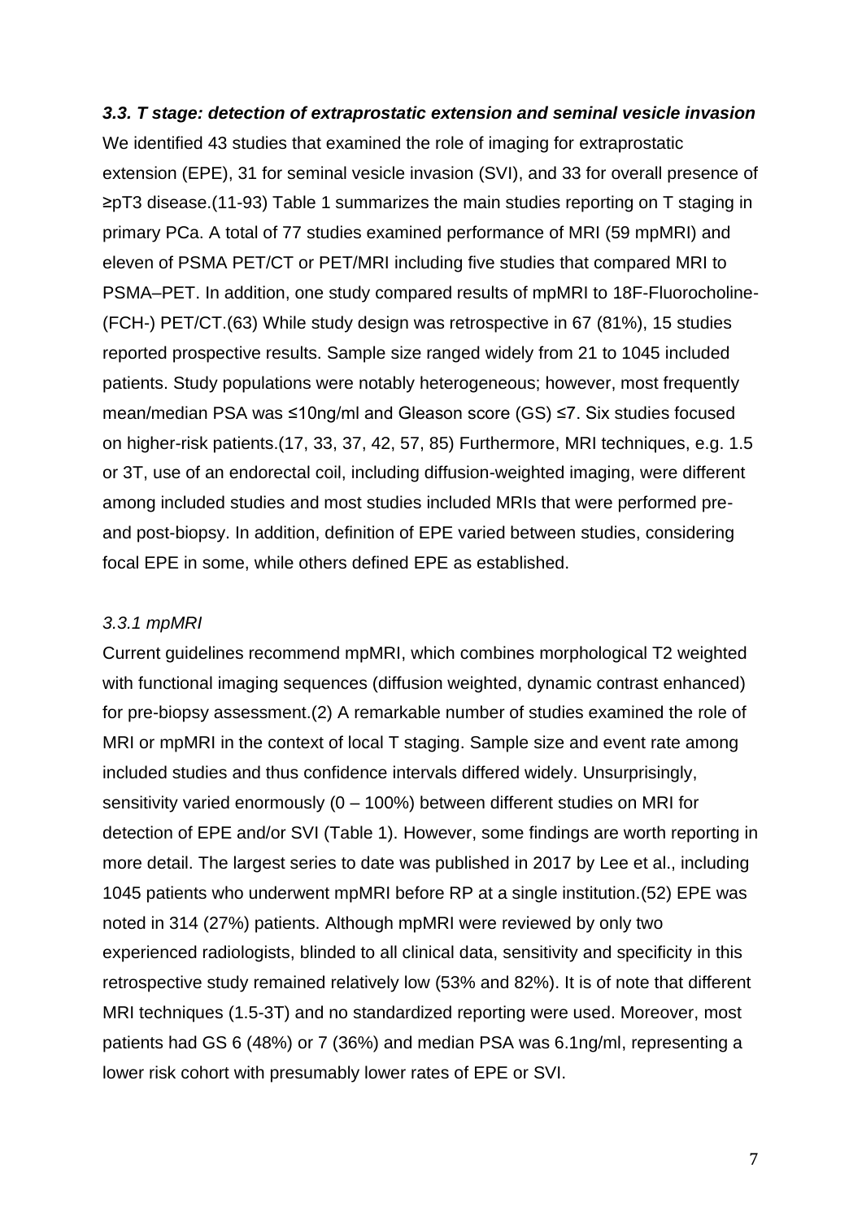### *3.3. T stage: detection of extraprostatic extension and seminal vesicle invasion*

We identified 43 studies that examined the role of imaging for extraprostatic extension (EPE), 31 for seminal vesicle invasion (SVI), and 33 for overall presence of ≥pT3 disease.(11-93) Table 1 summarizes the main studies reporting on T staging in primary PCa. A total of 77 studies examined performance of MRI (59 mpMRI) and eleven of PSMA PET/CT or PET/MRI including five studies that compared MRI to PSMA–PET. In addition, one study compared results of mpMRI to 18F-Fluorocholine-(FCH-) PET/CT.(63) While study design was retrospective in 67 (81%), 15 studies reported prospective results. Sample size ranged widely from 21 to 1045 included patients. Study populations were notably heterogeneous; however, most frequently mean/median PSA was ≤10ng/ml and Gleason score (GS) ≤7. Six studies focused on higher-risk patients.(17, 33, 37, 42, 57, 85) Furthermore, MRI techniques, e.g. 1.5 or 3T, use of an endorectal coil, including diffusion-weighted imaging, were different among included studies and most studies included MRIs that were performed pre- and post-biopsy. In addition, definition of EPE varied between studies, considering focal EPE in some, while others defined EPE as established.

#### *3.3.1 mpMRI*

Current guidelines recommend mpMRI, which combines morphological T2 weighted with functional imaging sequences (diffusion weighted, dynamic contrast enhanced) for pre-biopsy assessment.(2) A remarkable number of studies examined the role of MRI or mpMRI in the context of local T staging. Sample size and event rate among included studies and thus confidence intervals differed widely. Unsurprisingly, sensitivity varied enormously (0 – 100%) between different studies on MRI for detection of EPE and/or SVI (Table 1). However, some findings are worth reporting in more detail. The largest series to date was published in 2017 by Lee et al., including 1045 patients who underwent mpMRI before RP at a single institution.(52) EPE was noted in 314 (27%) patients. Although mpMRI were reviewed by only two experienced radiologists, blinded to all clinical data, sensitivity and specificity in this retrospective study remained relatively low (53% and 82%). It is of note that different MRI techniques (1.5-3T) and no standardized reporting were used. Moreover, most patients had GS 6 (48%) or 7 (36%) and median PSA was 6.1ng/ml, representing a lower risk cohort with presumably lower rates of EPE or SVI.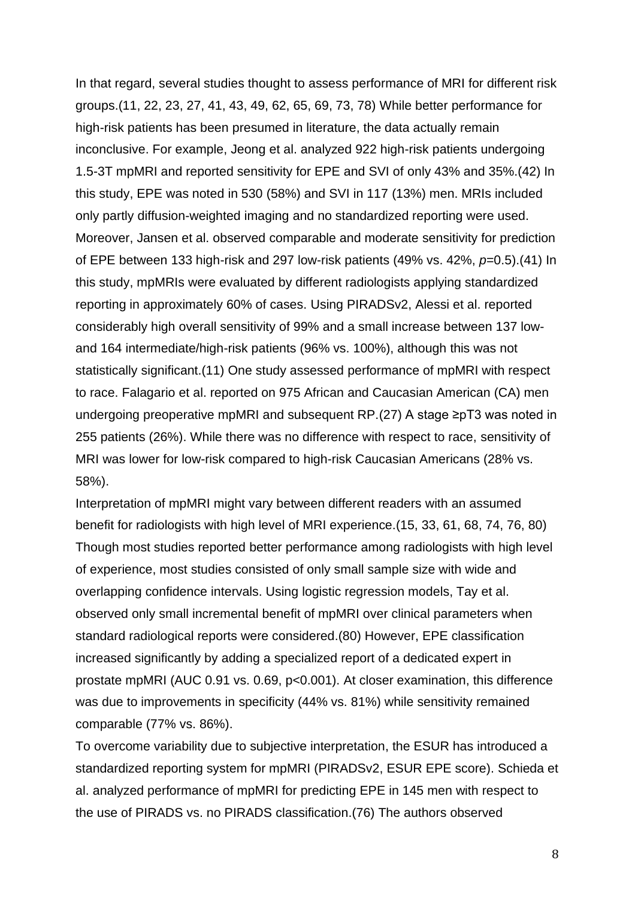In that regard, several studies thought to assess performance of MRI for different risk groups.(11, 22, 23, 27, 41, 43, 49, 62, 65, 69, 73, 78) While better performance for high-risk patients has been presumed in literature, the data actually remain inconclusive. For example, Jeong et al. analyzed 922 high-risk patients undergoing 1.5-3T mpMRI and reported sensitivity for EPE and SVI of only 43% and 35%.(42) In this study, EPE was noted in 530 (58%) and SVI in 117 (13%) men. MRIs included only partly diffusion-weighted imaging and no standardized reporting were used. Moreover, Jansen et al. observed comparable and moderate sensitivity for prediction of EPE between 133 high-risk and 297 low-risk patients (49% vs. 42%, $p$=0.5).(41) In this study, mpMRIs were evaluated by different radiologists applying standardized reporting in approximately 60% of cases. Using PIRADSv2, Alessi et al. reported considerably high overall sensitivity of 99% and a small increase between 137 low- and 164 intermediate/high-risk patients (96% vs. 100%), although this was not statistically significant.(11) One study assessed performance of mpMRI with respect to race. Falagario et al. reported on 975 African and Caucasian American (CA) men undergoing preoperative mpMRI and subsequent RP.(27) A stage ≥pT3 was noted in 255 patients (26%). While there was no difference with respect to race, sensitivity of MRI was lower for low-risk compared to high-risk Caucasian Americans (28% vs. 58%).

Interpretation of mpMRI might vary between different readers with an assumed benefit for radiologists with high level of MRI experience.(15, 33, 61, 68, 74, 76, 80) Though most studies reported better performance among radiologists with high level of experience, most studies consisted of only small sample size with wide and overlapping confidence intervals. Using logistic regression models, Tay et al. observed only small incremental benefit of mpMRI over clinical parameters when standard radiological reports were considered.(80) However, EPE classification increased significantly by adding a specialized report of a dedicated expert in prostate mpMRI (AUC 0.91 vs. 0.69, p<0.001). At closer examination, this difference was due to improvements in specificity (44% vs. 81%) while sensitivity remained comparable (77% vs. 86%).

To overcome variability due to subjective interpretation, the ESUR has introduced a standardized reporting system for mpMRI (PIRADSv2, ESUR EPE score). Schieda et al. analyzed performance of mpMRI for predicting EPE in 145 men with respect to the use of PIRADS vs. no PIRADS classification.(76) The authors observed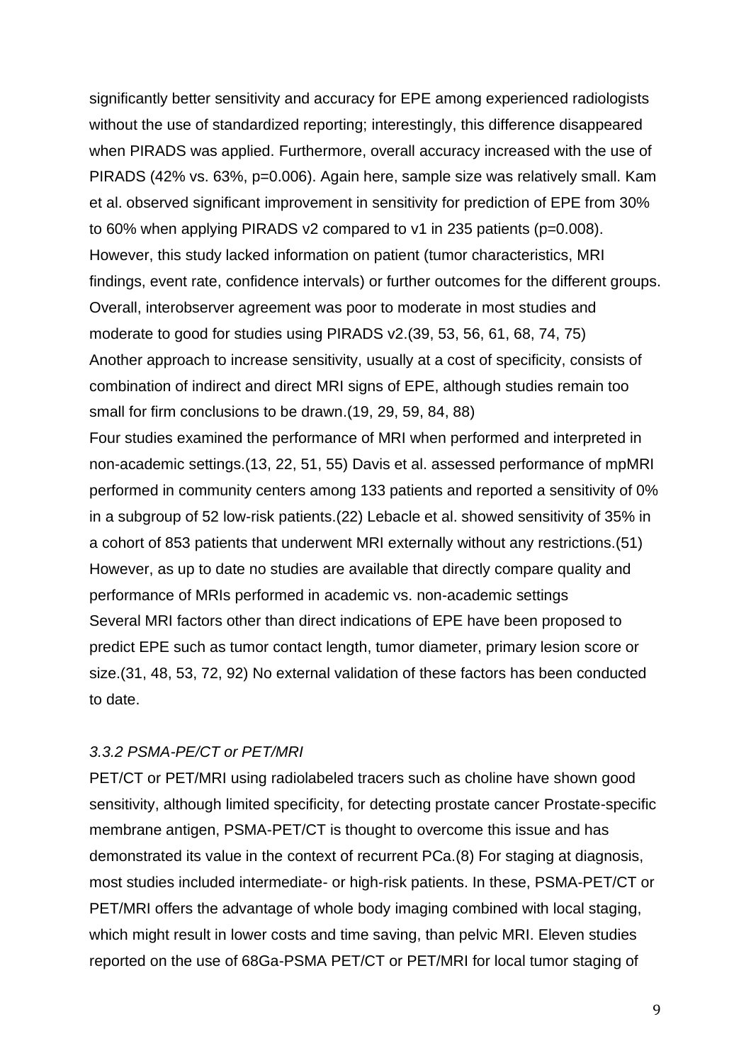significantly better sensitivity and accuracy for EPE among experienced radiologists without the use of standardized reporting; interestingly, this difference disappeared when PIRADS was applied. Furthermore, overall accuracy increased with the use of PIRADS (42% vs. 63%, p=0.006). Again here, sample size was relatively small. Kam et al. observed significant improvement in sensitivity for prediction of EPE from 30% to 60% when applying PIRADS v2 compared to v1 in 235 patients (p=0.008). However, this study lacked information on patient (tumor characteristics, MRI findings, event rate, confidence intervals) or further outcomes for the different groups. Overall, interobserver agreement was poor to moderate in most studies and moderate to good for studies using PIRADS v2.(39, 53, 56, 61, 68, 74, 75)

Another approach to increase sensitivity, usually at a cost of specificity, consists of combination of indirect and direct MRI signs of EPE, although studies remain too small for firm conclusions to be drawn.(19, 29, 59, 84, 88)

Four studies examined the performance of MRI when performed and interpreted in non-academic settings.(13, 22, 51, 55) Davis et al. assessed performance of mpMRI performed in community centers among 133 patients and reported a sensitivity of 0% in a subgroup of 52 low-risk patients.(22) Lebacle et al. showed sensitivity of 35% in a cohort of 853 patients that underwent MRI externally without any restrictions.(51) However, as up to date no studies are available that directly compare quality and performance of MRIs performed in academic vs. non-academic settings

Several MRI factors other than direct indications of EPE have been proposed to predict EPE such as tumor contact length, tumor diameter, primary lesion score or size.(31, 48, 53, 72, 92) No external validation of these factors has been conducted to date.

### *3.3.2 PSMA-PE/CT or PET/MRI*

PET/CT or PET/MRI using radiolabeled tracers such as choline have shown good sensitivity, although limited specificity, for detecting prostate cancer Prostate-specific membrane antigen, PSMA-PET/CT is thought to overcome this issue and has demonstrated its value in the context of recurrent PCa.(8) For staging at diagnosis, most studies included intermediate- or high-risk patients. In these, PSMA-PET/CT or PET/MRI offers the advantage of whole body imaging combined with local staging, which might result in lower costs and time saving, than pelvic MRI. Eleven studies reported on the use of 68Ga-PSMA PET/CT or PET/MRI for local tumor staging of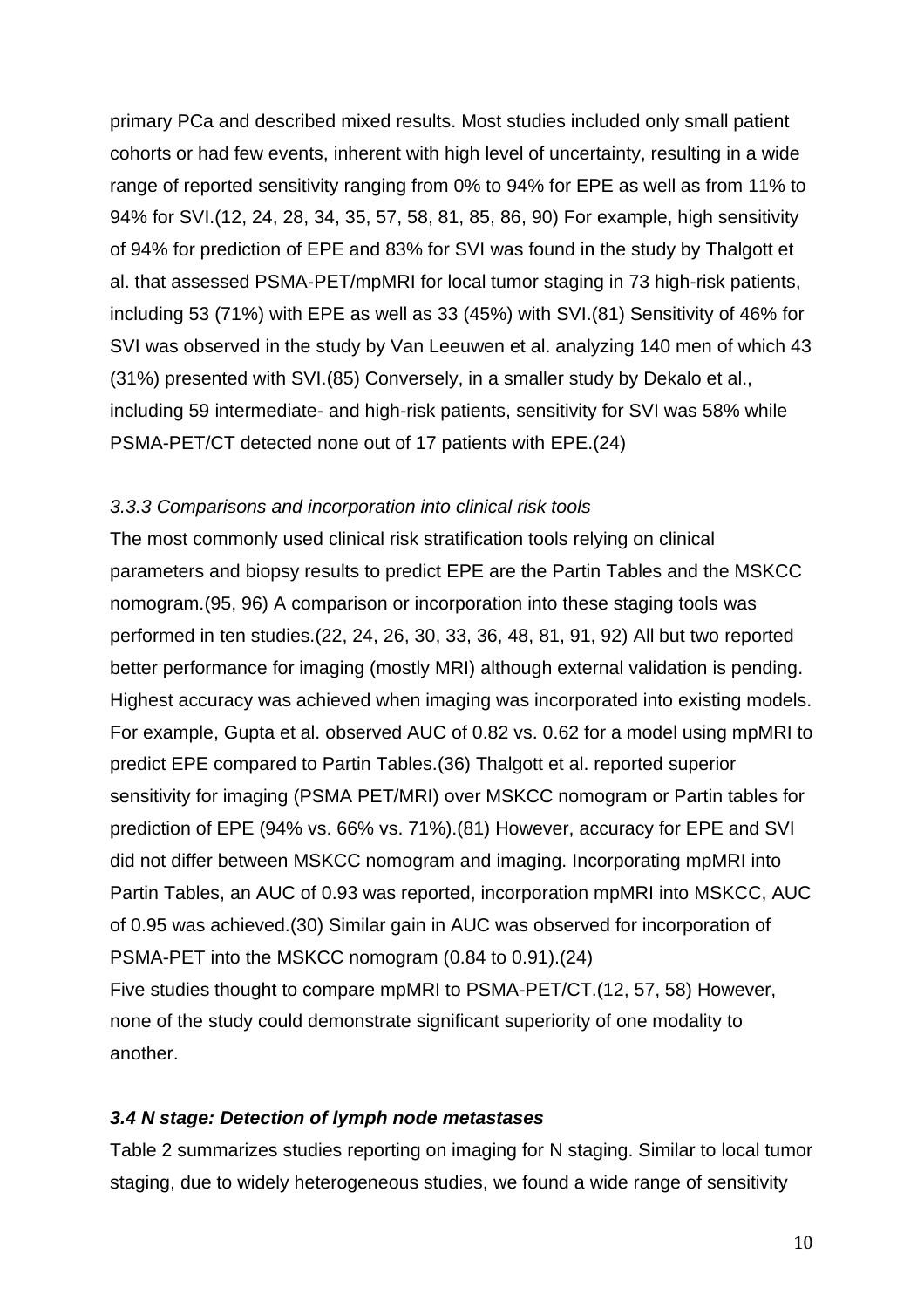primary PCa and described mixed results. Most studies included only small patient cohorts or had few events, inherent with high level of uncertainty, resulting in a wide range of reported sensitivity ranging from 0% to 94% for EPE as well as from 11% to 94% for SVI.(12, 24, 28, 34, 35, 57, 58, 81, 85, 86, 90) For example, high sensitivity of 94% for prediction of EPE and 83% for SVI was found in the study by Thalgott et al. that assessed PSMA-PET/mpMRI for local tumor staging in 73 high-risk patients, including 53 (71%) with EPE as well as 33 (45%) with SVI.(81) Sensitivity of 46% for SVI was observed in the study by Van Leeuwen et al. analyzing 140 men of which 43 (31%) presented with SVI.(85) Conversely, in a smaller study by Dekalo et al., including 59 intermediate- and high-risk patients, sensitivity for SVI was 58% while PSMA-PET/CT detected none out of 17 patients with EPE.(24)

### *3.3.3 Comparisons and incorporation into clinical risk tools*

The most commonly used clinical risk stratification tools relying on clinical parameters and biopsy results to predict EPE are the Partin Tables and the MSKCC nomogram.(95, 96) A comparison or incorporation into these staging tools was performed in ten studies.(22, 24, 26, 30, 33, 36, 48, 81, 91, 92) All but two reported better performance for imaging (mostly MRI) although external validation is pending. Highest accuracy was achieved when imaging was incorporated into existing models. For example, Gupta et al. observed AUC of 0.82 vs. 0.62 for a model using mpMRI to predict EPE compared to Partin Tables.(36) Thalgott et al. reported superior sensitivity for imaging (PSMA PET/MRI) over MSKCC nomogram or Partin tables for prediction of EPE (94% vs. 66% vs. 71%).(81) However, accuracy for EPE and SVI did not differ between MSKCC nomogram and imaging. Incorporating mpMRI into Partin Tables, an AUC of 0.93 was reported, incorporation mpMRI into MSKCC, AUC of 0.95 was achieved.(30) Similar gain in AUC was observed for incorporation of PSMA-PET into the MSKCC nomogram (0.84 to 0.91).(24)
Five studies thought to compare mpMRI to PSMA-PET/CT.(12, 57, 58) However, none of the study could demonstrate significant superiority of one modality to another.

### ***3.4 N stage: Detection of lymph node metastases***

Table 2 summarizes studies reporting on imaging for N staging. Similar to local tumor staging, due to widely heterogeneous studies, we found a wide range of sensitivity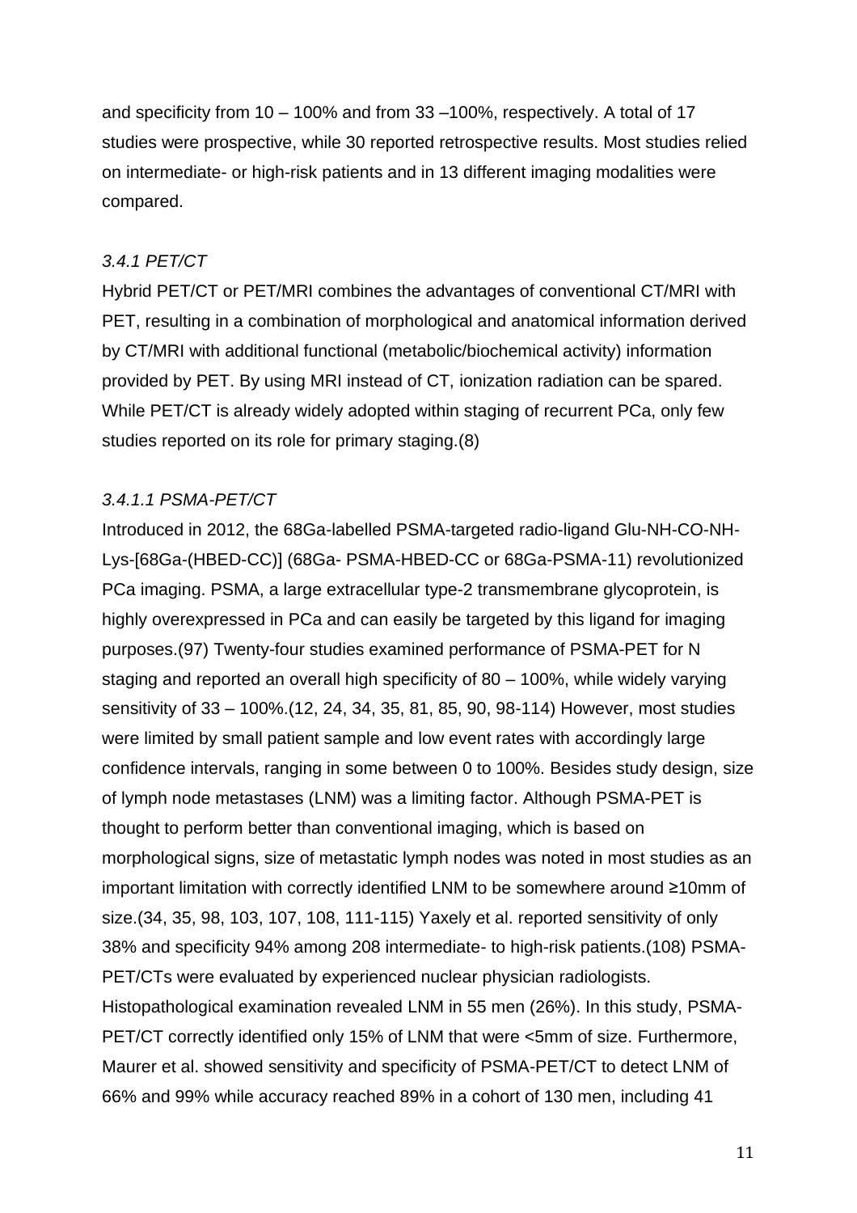and specificity from 10 – 100% and from 33 –100%, respectively. A total of 17 studies were prospective, while 30 reported retrospective results. Most studies relied on intermediate- or high-risk patients and in 13 different imaging modalities were compared.

### *3.4.1 PET/CT*

Hybrid PET/CT or PET/MRI combines the advantages of conventional CT/MRI with PET, resulting in a combination of morphological and anatomical information derived by CT/MRI with additional functional (metabolic/biochemical activity) information provided by PET. By using MRI instead of CT, ionization radiation can be spared. While PET/CT is already widely adopted within staging of recurrent PCa, only few studies reported on its role for primary staging.(8)

#### *3.4.1.1 PSMA-PET/CT*

Introduced in 2012, the 68Ga-labelled PSMA-targeted radio-ligand Glu-NH-CO-NH-Lys-[68Ga-(HBED-CC)] (68Ga- PSMA-HBED-CC or 68Ga-PSMA-11) revolutionized PCa imaging. PSMA, a large extracellular type-2 transmembrane glycoprotein, is highly overexpressed in PCa and can easily be targeted by this ligand for imaging purposes.(97) Twenty-four studies examined performance of PSMA-PET for N staging and reported an overall high specificity of 80 – 100%, while widely varying sensitivity of 33 – 100%.(12, 24, 34, 35, 81, 85, 90, 98-114) However, most studies were limited by small patient sample and low event rates with accordingly large confidence intervals, ranging in some between 0 to 100%. Besides study design, size of lymph node metastases (LNM) was a limiting factor. Although PSMA-PET is thought to perform better than conventional imaging, which is based on morphological signs, size of metastatic lymph nodes was noted in most studies as an important limitation with correctly identified LNM to be somewhere around ≥10mm of size.(34, 35, 98, 103, 107, 108, 111-115) Yaxely et al. reported sensitivity of only 38% and specificity 94% among 208 intermediate- to high-risk patients.(108) PSMA-PET/CTs were evaluated by experienced nuclear physician radiologists. Histopathological examination revealed LNM in 55 men (26%). In this study, PSMA-PET/CT correctly identified only 15% of LNM that were <5mm of size. Furthermore, Maurer et al. showed sensitivity and specificity of PSMA-PET/CT to detect LNM of 66% and 99% while accuracy reached 89% in a cohort of 130 men, including 41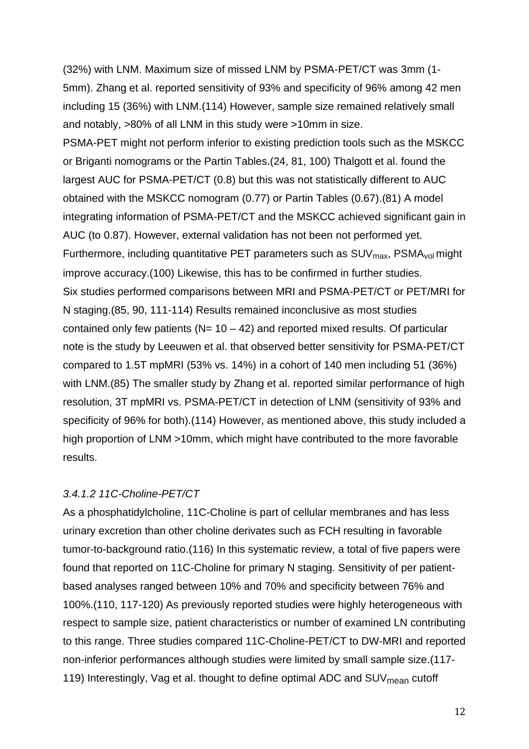(32%) with LNM. Maximum size of missed LNM by PSMA-PET/CT was 3mm (1-5mm). Zhang et al. reported sensitivity of 93% and specificity of 96% among 42 men including 15 (36%) with LNM.(114) However, sample size remained relatively small and notably, >80% of all LNM in this study were >10mm in size.

PSMA-PET might not perform inferior to existing prediction tools such as the MSKCC or Briganti nomograms or the Partin Tables.(24, 81, 100) Thalgott et al. found the largest AUC for PSMA-PET/CT (0.8) but this was not statistically different to AUC obtained with the MSKCC nomogram (0.77) or Partin Tables (0.67).(81) A model integrating information of PSMA-PET/CT and the MSKCC achieved significant gain in AUC (to 0.87). However, external validation has not been not performed yet. Furthermore, including quantitative PET parameters such as $SUV_{max}$, $PSMA_{vol}$ might improve accuracy.(100) Likewise, this has to be confirmed in further studies.

Six studies performed comparisons between MRI and PSMA-PET/CT or PET/MRI for N staging.(85, 90, 111-114) Results remained inconclusive as most studies contained only few patients (N= 10 – 42) and reported mixed results. Of particular note is the study by Leeuwen et al. that observed better sensitivity for PSMA-PET/CT compared to 1.5T mpMRI (53% vs. 14%) in a cohort of 140 men including 51 (36%) with LNM.(85) The smaller study by Zhang et al. reported similar performance of high resolution, 3T mpMRI vs. PSMA-PET/CT in detection of LNM (sensitivity of 93% and specificity of 96% for both).(114) However, as mentioned above, this study included a high proportion of LNM >10mm, which might have contributed to the more favorable results.

#### *3.4.1.2 11C-Choline-PET/CT*

As a phosphatidylcholine, 11C-Choline is part of cellular membranes and has less urinary excretion than other choline derivates such as FCH resulting in favorable tumor-to-background ratio.(116) In this systematic review, a total of five papers were found that reported on 11C-Choline for primary N staging. Sensitivity of per patient-based analyses ranged between 10% and 70% and specificity between 76% and 100%.(110, 117-120) As previously reported studies were highly heterogeneous with respect to sample size, patient characteristics or number of examined LN contributing to this range. Three studies compared 11C-Choline-PET/CT to DW-MRI and reported non-inferior performances although studies were limited by small sample size.(117-119) Interestingly, Vag et al. thought to define optimal ADC and $SUV_{mean}$ cutoff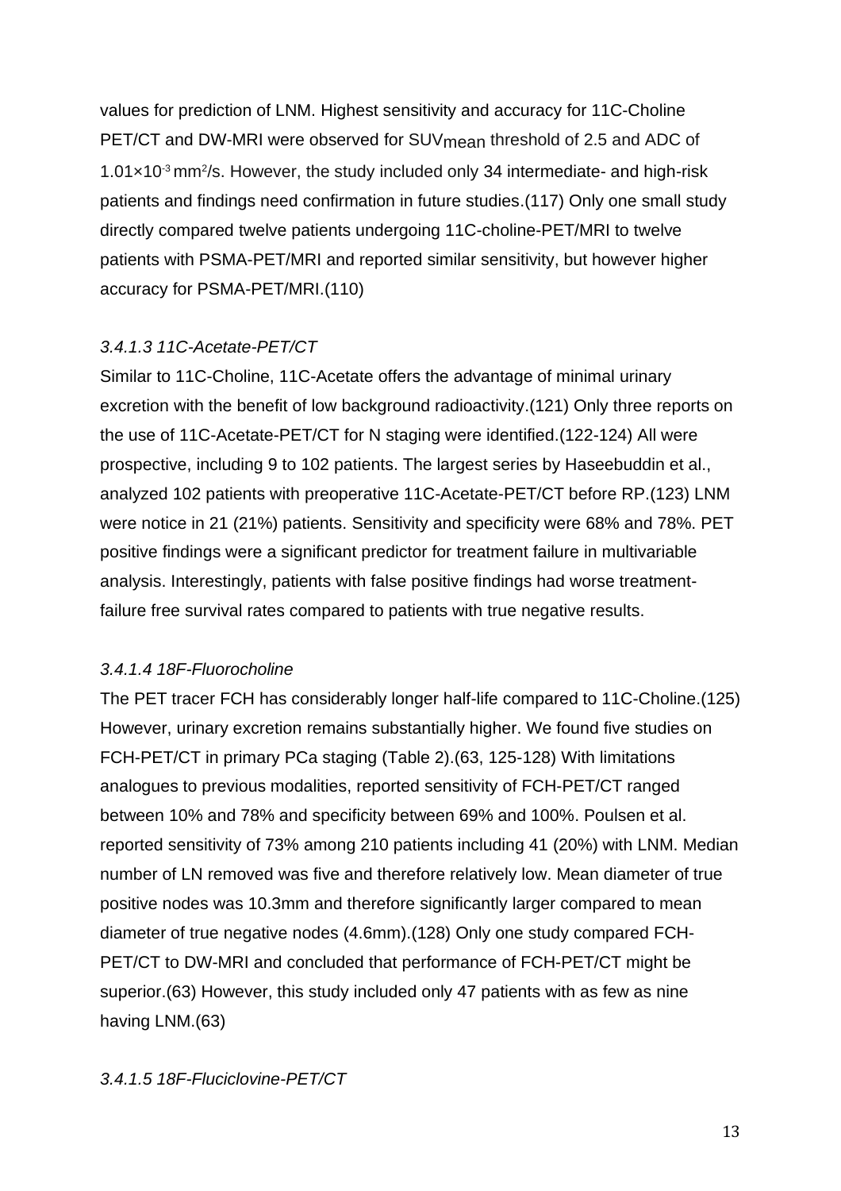values for prediction of LNM. Highest sensitivity and accuracy for 11C-Choline PET/CT and DW-MRI were observed for $SUV_{mean}$ threshold of 2.5 and ADC of $1.01 \times 10^{-3}$ $mm^2/s$. However, the study included only 34 intermediate- and high-risk patients and findings need confirmation in future studies.(117) Only one small study directly compared twelve patients undergoing 11C-choline-PET/MRI to twelve patients with PSMA-PET/MRI and reported similar sensitivity, but however higher accuracy for PSMA-PET/MRI.(110)

### *3.4.1.3 11C-Acetate-PET/CT*

Similar to 11C-Choline, 11C-Acetate offers the advantage of minimal urinary excretion with the benefit of low background radioactivity.(121) Only three reports on the use of 11C-Acetate-PET/CT for N staging were identified.(122-124) All were prospective, including 9 to 102 patients. The largest series by Haseebuddin et al., analyzed 102 patients with preoperative 11C-Acetate-PET/CT before RP.(123) LNM were notice in 21 (21%) patients. Sensitivity and specificity were 68% and 78%. PET positive findings were a significant predictor for treatment failure in multivariable analysis. Interestingly, patients with false positive findings had worse treatment-failure free survival rates compared to patients with true negative results.

### *3.4.1.4 18F-Fluorocholine*

The PET tracer FCH has considerably longer half-life compared to 11C-Choline.(125) However, urinary excretion remains substantially higher. We found five studies on FCH-PET/CT in primary PCa staging (Table 2).(63, 125-128) With limitations analogues to previous modalities, reported sensitivity of FCH-PET/CT ranged between 10% and 78% and specificity between 69% and 100%. Poulsen et al. reported sensitivity of 73% among 210 patients including 41 (20%) with LNM. Median number of LN removed was five and therefore relatively low. Mean diameter of true positive nodes was 10.3mm and therefore significantly larger compared to mean diameter of true negative nodes (4.6mm).(128) Only one study compared FCH-PET/CT to DW-MRI and concluded that performance of FCH-PET/CT might be superior.(63) However, this study included only 47 patients with as few as nine having LNM.(63)

### *3.4.1.5 18F-Fluciclovine-PET/CT*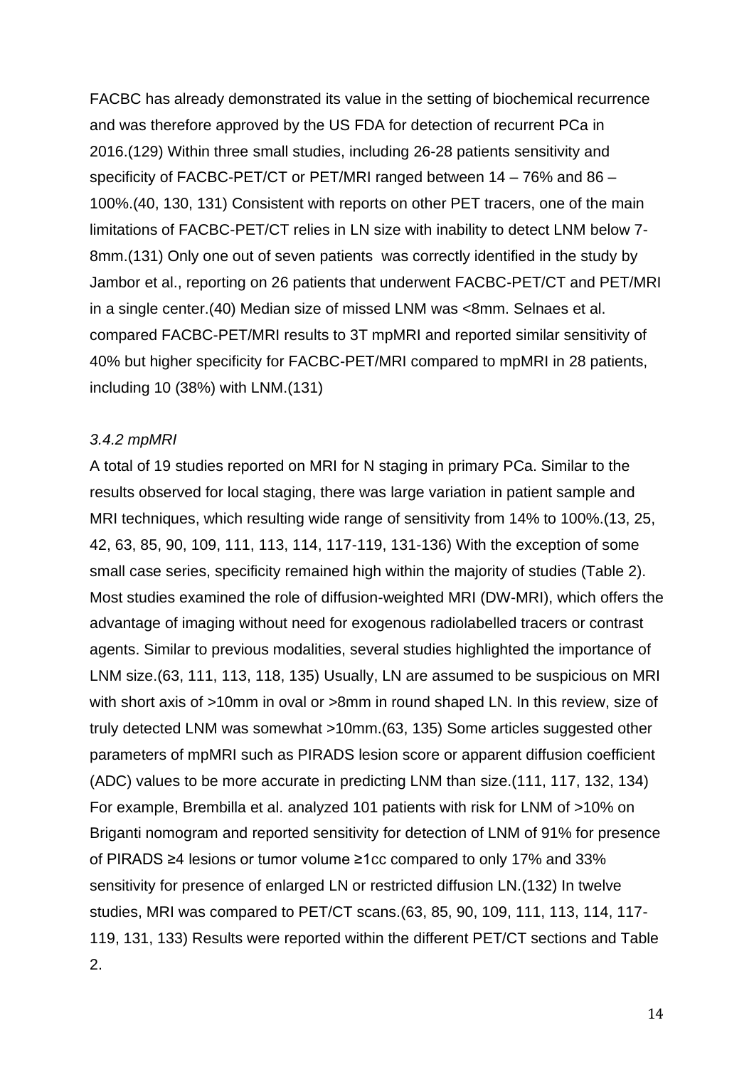FACBC has already demonstrated its value in the setting of biochemical recurrence and was therefore approved by the US FDA for detection of recurrent PCa in 2016.(129) Within three small studies, including 26-28 patients sensitivity and specificity of FACBC-PET/CT or PET/MRI ranged between 14 – 76% and 86 – 100%.(40, 130, 131) Consistent with reports on other PET tracers, one of the main limitations of FACBC-PET/CT relies in LN size with inability to detect LNM below 7-8mm.(131) Only one out of seven patients was correctly identified in the study by Jambor et al., reporting on 26 patients that underwent FACBC-PET/CT and PET/MRI in a single center.(40) Median size of missed LNM was <8mm. Selnaes et al. compared FACBC-PET/MRI results to 3T mpMRI and reported similar sensitivity of 40% but higher specificity for FACBC-PET/MRI compared to mpMRI in 28 patients, including 10 (38%) with LNM.(131)

### *3.4.2 mpMRI*

A total of 19 studies reported on MRI for N staging in primary PCa. Similar to the results observed for local staging, there was large variation in patient sample and MRI techniques, which resulting wide range of sensitivity from 14% to 100%.(13, 25, 42, 63, 85, 90, 109, 111, 113, 114, 117-119, 131-136) With the exception of some small case series, specificity remained high within the majority of studies (Table 2). Most studies examined the role of diffusion-weighted MRI (DW-MRI), which offers the advantage of imaging without need for exogenous radiolabelled tracers or contrast agents. Similar to previous modalities, several studies highlighted the importance of LNM size.(63, 111, 113, 118, 135) Usually, LN are assumed to be suspicious on MRI with short axis of >10mm in oval or >8mm in round shaped LN. In this review, size of truly detected LNM was somewhat >10mm.(63, 135) Some articles suggested other parameters of mpMRI such as PIRADS lesion score or apparent diffusion coefficient (ADC) values to be more accurate in predicting LNM than size.(111, 117, 132, 134) For example, Brembilla et al. analyzed 101 patients with risk for LNM of >10% on Briganti nomogram and reported sensitivity for detection of LNM of 91% for presence of PIRADS ≥4 lesions or tumor volume ≥1cc compared to only 17% and 33% sensitivity for presence of enlarged LN or restricted diffusion LN.(132) In twelve studies, MRI was compared to PET/CT scans.(63, 85, 90, 109, 111, 113, 114, 117-119, 131, 133) Results were reported within the different PET/CT sections and Table 2.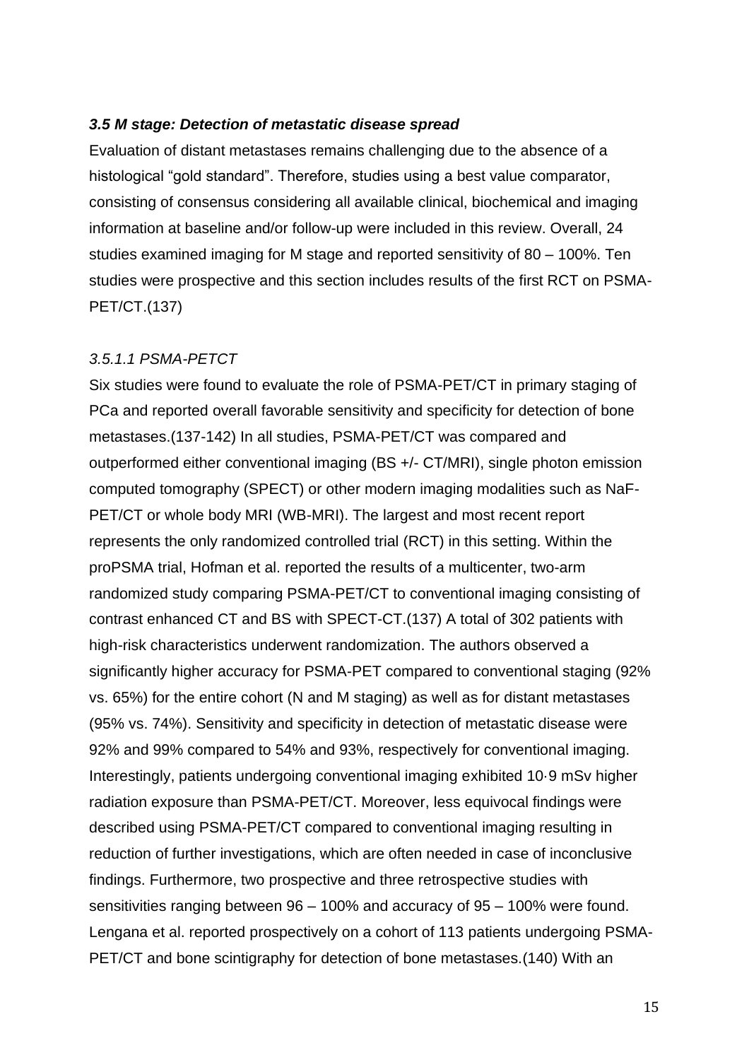### *3.5 M stage: Detection of metastatic disease spread*

Evaluation of distant metastases remains challenging due to the absence of a histological "gold standard". Therefore, studies using a best value comparator, consisting of consensus considering all available clinical, biochemical and imaging information at baseline and/or follow-up were included in this review. Overall, 24 studies examined imaging for M stage and reported sensitivity of 80 – 100%. Ten studies were prospective and this section includes results of the first RCT on PSMA-PET/CT.(137)

#### *3.5.1.1 PSMA-PETCT*

Six studies were found to evaluate the role of PSMA-PET/CT in primary staging of PCa and reported overall favorable sensitivity and specificity for detection of bone metastases.(137-142) In all studies, PSMA-PET/CT was compared and outperformed either conventional imaging (BS +/- CT/MRI), single photon emission computed tomography (SPECT) or other modern imaging modalities such as NaF-PET/CT or whole body MRI (WB-MRI). The largest and most recent report represents the only randomized controlled trial (RCT) in this setting. Within the proPSMA trial, Hofman et al. reported the results of a multicenter, two-arm randomized study comparing PSMA-PET/CT to conventional imaging consisting of contrast enhanced CT and BS with SPECT-CT.(137) A total of 302 patients with high-risk characteristics underwent randomization. The authors observed a significantly higher accuracy for PSMA-PET compared to conventional staging (92% vs. 65%) for the entire cohort (N and M staging) as well as for distant metastases (95% vs. 74%). Sensitivity and specificity in detection of metastatic disease were 92% and 99% compared to 54% and 93%, respectively for conventional imaging. Interestingly, patients undergoing conventional imaging exhibited 10·9 mSv higher radiation exposure than PSMA-PET/CT. Moreover, less equivocal findings were described using PSMA-PET/CT compared to conventional imaging resulting in reduction of further investigations, which are often needed in case of inconclusive findings. Furthermore, two prospective and three retrospective studies with sensitivities ranging between 96 – 100% and accuracy of 95 – 100% were found. Lengana et al. reported prospectively on a cohort of 113 patients undergoing PSMA-PET/CT and bone scintigraphy for detection of bone metastases.(140) With an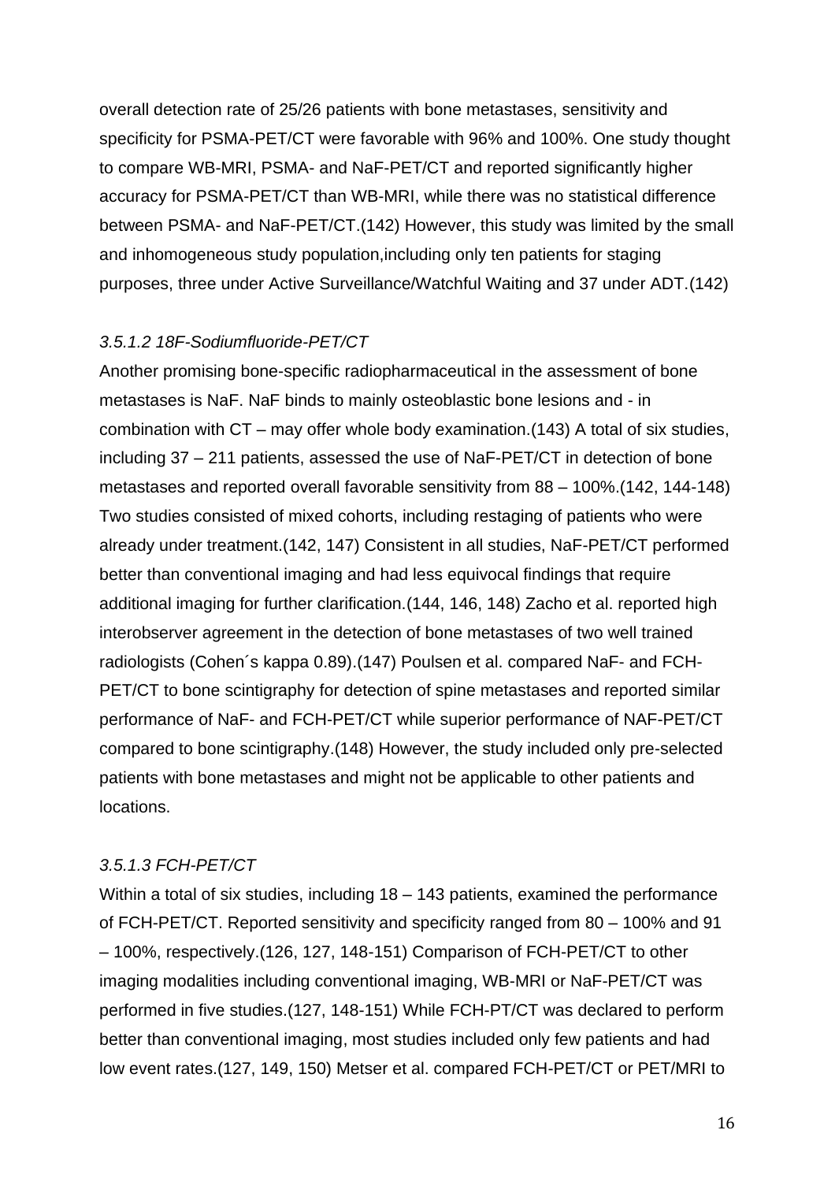overall detection rate of 25/26 patients with bone metastases, sensitivity and specificity for PSMA-PET/CT were favorable with 96% and 100%. One study thought to compare WB-MRI, PSMA- and NaF-PET/CT and reported significantly higher accuracy for PSMA-PET/CT than WB-MRI, while there was no statistical difference between PSMA- and NaF-PET/CT.(142) However, this study was limited by the small and inhomogeneous study population,including only ten patients for staging purposes, three under Active Surveillance/Watchful Waiting and 37 under ADT.(142)

#### *3.5.1.2 18F-Sodiumfluoride-PET/CT*

Another promising bone-specific radiopharmaceutical in the assessment of bone metastases is NaF. NaF binds to mainly osteoblastic bone lesions and - in combination with CT – may offer whole body examination.(143) A total of six studies, including 37 – 211 patients, assessed the use of NaF-PET/CT in detection of bone metastases and reported overall favorable sensitivity from 88 – 100%.(142, 144-148) Two studies consisted of mixed cohorts, including restaging of patients who were already under treatment.(142, 147) Consistent in all studies, NaF-PET/CT performed better than conventional imaging and had less equivocal findings that require additional imaging for further clarification.(144, 146, 148) Zacho et al. reported high interobserver agreement in the detection of bone metastases of two well trained radiologists (Cohen´s kappa 0.89).(147) Poulsen et al. compared NaF- and FCH-PET/CT to bone scintigraphy for detection of spine metastases and reported similar performance of NaF- and FCH-PET/CT while superior performance of NAF-PET/CT compared to bone scintigraphy.(148) However, the study included only pre-selected patients with bone metastases and might not be applicable to other patients and locations.

#### *3.5.1.3 FCH-PET/CT*

Within a total of six studies, including 18 – 143 patients, examined the performance of FCH-PET/CT. Reported sensitivity and specificity ranged from 80 – 100% and 91 – 100%, respectively.(126, 127, 148-151) Comparison of FCH-PET/CT to other imaging modalities including conventional imaging, WB-MRI or NaF-PET/CT was performed in five studies.(127, 148-151) While FCH-PT/CT was declared to perform better than conventional imaging, most studies included only few patients and had low event rates.(127, 149, 150) Metser et al. compared FCH-PET/CT or PET/MRI to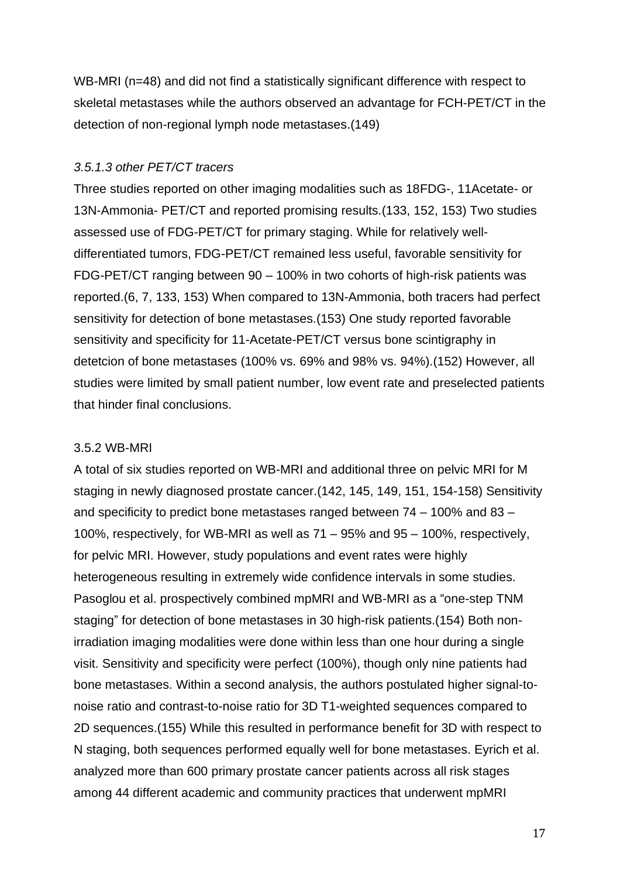WB-MRI (n=48) and did not find a statistically significant difference with respect to skeletal metastases while the authors observed an advantage for FCH-PET/CT in the detection of non-regional lymph node metastases.(149)

### *3.5.1.3 other PET/CT tracers*

Three studies reported on other imaging modalities such as 18FDG-, 11Acetate- or 13N-Ammonia- PET/CT and reported promising results.(133, 152, 153) Two studies assessed use of FDG-PET/CT for primary staging. While for relatively well-differentiated tumors, FDG-PET/CT remained less useful, favorable sensitivity for FDG-PET/CT ranging between 90 – 100% in two cohorts of high-risk patients was reported.(6, 7, 133, 153) When compared to 13N-Ammonia, both tracers had perfect sensitivity for detection of bone metastases.(153) One study reported favorable sensitivity and specificity for 11-Acetate-PET/CT versus bone scintigraphy in detetcion of bone metastases (100% vs. 69% and 98% vs. 94%).(152) However, all studies were limited by small patient number, low event rate and preselected patients that hinder final conclusions.

### 3.5.2 WB-MRI

A total of six studies reported on WB-MRI and additional three on pelvic MRI for M staging in newly diagnosed prostate cancer.(142, 145, 149, 151, 154-158) Sensitivity and specificity to predict bone metastases ranged between 74 – 100% and 83 – 100%, respectively, for WB-MRI as well as 71 – 95% and 95 – 100%, respectively, for pelvic MRI. However, study populations and event rates were highly heterogeneous resulting in extremely wide confidence intervals in some studies. Pasoglou et al. prospectively combined mpMRI and WB-MRI as a "one-step TNM staging" for detection of bone metastases in 30 high-risk patients.(154) Both non-irradiation imaging modalities were done within less than one hour during a single visit. Sensitivity and specificity were perfect (100%), though only nine patients had bone metastases. Within a second analysis, the authors postulated higher signal-to-noise ratio and contrast-to-noise ratio for 3D T1-weighted sequences compared to 2D sequences.(155) While this resulted in performance benefit for 3D with respect to N staging, both sequences performed equally well for bone metastases. Eyrich et al. analyzed more than 600 primary prostate cancer patients across all risk stages among 44 different academic and community practices that underwent mpMRI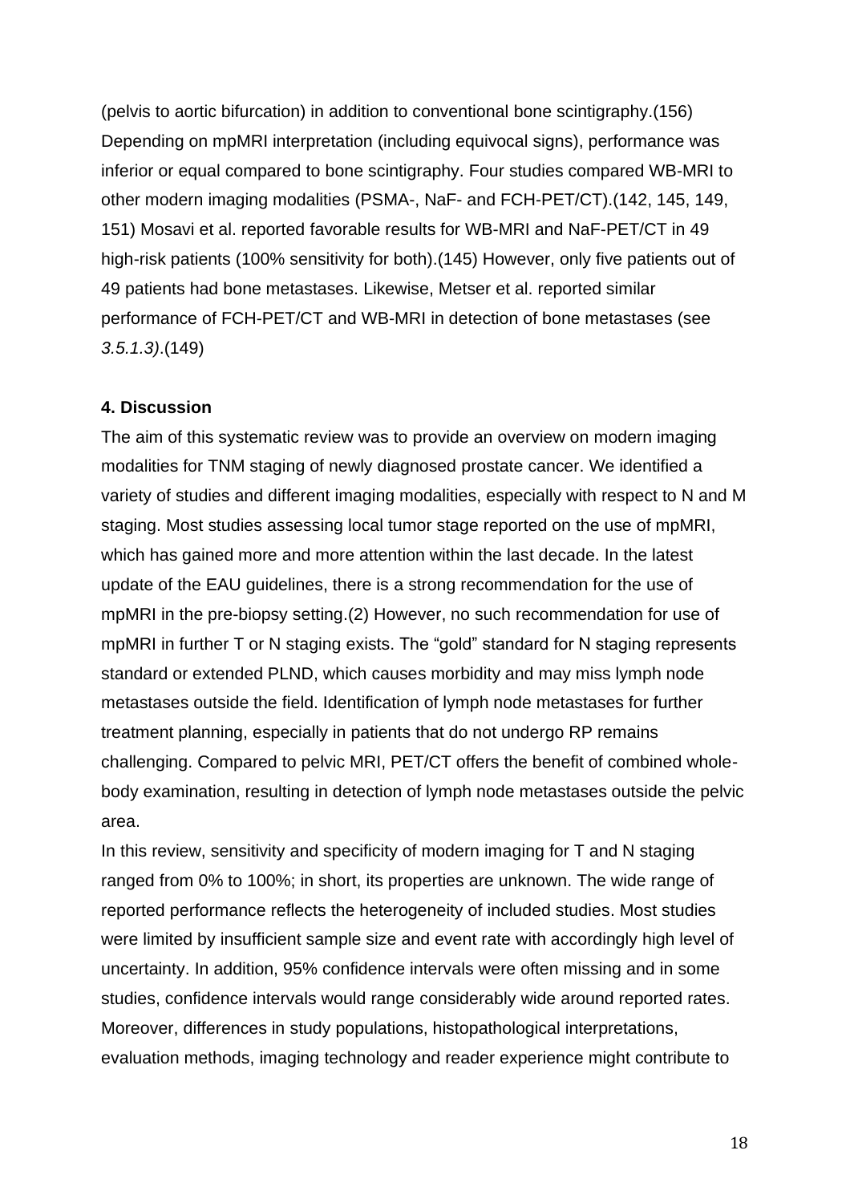(pelvis to aortic bifurcation) in addition to conventional bone scintigraphy.(156) Depending on mpMRI interpretation (including equivocal signs), performance was inferior or equal compared to bone scintigraphy. Four studies compared WB-MRI to other modern imaging modalities (PSMA-, NaF- and FCH-PET/CT).(142, 145, 149, 151) Mosavi et al. reported favorable results for WB-MRI and NaF-PET/CT in 49 high-risk patients (100% sensitivity for both).(145) However, only five patients out of 49 patients had bone metastases. Likewise, Metser et al. reported similar performance of FCH-PET/CT and WB-MRI in detection of bone metastases (see *3.5.1.3)*.(149)

## 4. Discussion

The aim of this systematic review was to provide an overview on modern imaging modalities for TNM staging of newly diagnosed prostate cancer. We identified a variety of studies and different imaging modalities, especially with respect to N and M staging. Most studies assessing local tumor stage reported on the use of mpMRI, which has gained more and more attention within the last decade. In the latest update of the EAU guidelines, there is a strong recommendation for the use of mpMRI in the pre-biopsy setting.(2) However, no such recommendation for use of mpMRI in further T or N staging exists. The "gold" standard for N staging represents standard or extended PLND, which causes morbidity and may miss lymph node metastases outside the field. Identification of lymph node metastases for further treatment planning, especially in patients that do not undergo RP remains challenging. Compared to pelvic MRI, PET/CT offers the benefit of combined whole-body examination, resulting in detection of lymph node metastases outside the pelvic area.

In this review, sensitivity and specificity of modern imaging for T and N staging ranged from 0% to 100%; in short, its properties are unknown. The wide range of reported performance reflects the heterogeneity of included studies. Most studies were limited by insufficient sample size and event rate with accordingly high level of uncertainty. In addition, 95% confidence intervals were often missing and in some studies, confidence intervals would range considerably wide around reported rates. Moreover, differences in study populations, histopathological interpretations, evaluation methods, imaging technology and reader experience might contribute to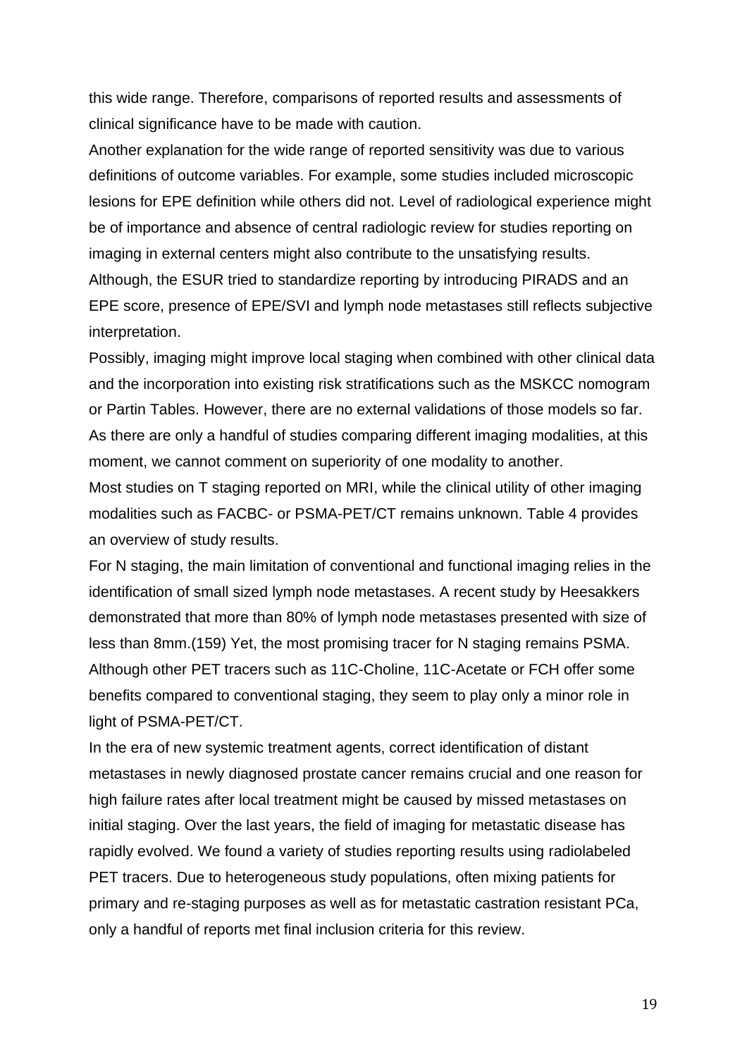this wide range. Therefore, comparisons of reported results and assessments of clinical significance have to be made with caution.

Another explanation for the wide range of reported sensitivity was due to various definitions of outcome variables. For example, some studies included microscopic lesions for EPE definition while others did not. Level of radiological experience might be of importance and absence of central radiologic review for studies reporting on imaging in external centers might also contribute to the unsatisfying results. Although, the ESUR tried to standardize reporting by introducing PIRADS and an EPE score, presence of EPE/SVI and lymph node metastases still reflects subjective interpretation.

Possibly, imaging might improve local staging when combined with other clinical data and the incorporation into existing risk stratifications such as the MSKCC nomogram or Partin Tables. However, there are no external validations of those models so far. As there are only a handful of studies comparing different imaging modalities, at this moment, we cannot comment on superiority of one modality to another.

Most studies on T staging reported on MRI, while the clinical utility of other imaging modalities such as FACBC- or PSMA-PET/CT remains unknown. Table 4 provides an overview of study results.

For N staging, the main limitation of conventional and functional imaging relies in the identification of small sized lymph node metastases. A recent study by Heesakkers demonstrated that more than 80% of lymph node metastases presented with size of less than 8mm.(159) Yet, the most promising tracer for N staging remains PSMA. Although other PET tracers such as 11C-Choline, 11C-Acetate or FCH offer some benefits compared to conventional staging, they seem to play only a minor role in light of PSMA-PET/CT.

In the era of new systemic treatment agents, correct identification of distant metastases in newly diagnosed prostate cancer remains crucial and one reason for high failure rates after local treatment might be caused by missed metastases on initial staging. Over the last years, the field of imaging for metastatic disease has rapidly evolved. We found a variety of studies reporting results using radiolabeled PET tracers. Due to heterogeneous study populations, often mixing patients for primary and re-staging purposes as well as for metastatic castration resistant PCa, only a handful of reports met final inclusion criteria for this review.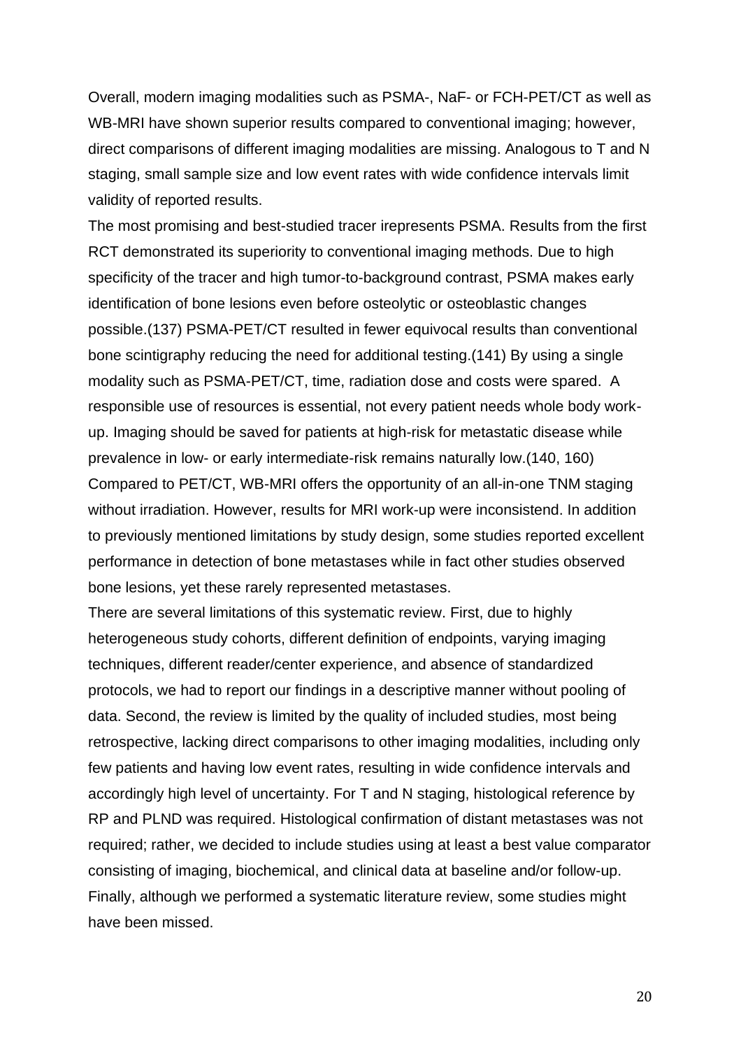Overall, modern imaging modalities such as PSMA-, NaF- or FCH-PET/CT as well as WB-MRI have shown superior results compared to conventional imaging; however, direct comparisons of different imaging modalities are missing. Analogous to T and N staging, small sample size and low event rates with wide confidence intervals limit validity of reported results.

The most promising and best-studied tracer irepresents PSMA. Results from the first RCT demonstrated its superiority to conventional imaging methods. Due to high specificity of the tracer and high tumor-to-background contrast, PSMA makes early identification of bone lesions even before osteolytic or osteoblastic changes possible.(137) PSMA-PET/CT resulted in fewer equivocal results than conventional bone scintigraphy reducing the need for additional testing.(141) By using a single modality such as PSMA-PET/CT, time, radiation dose and costs were spared. A responsible use of resources is essential, not every patient needs whole body work-up. Imaging should be saved for patients at high-risk for metastatic disease while prevalence in low- or early intermediate-risk remains naturally low.(140, 160)

Compared to PET/CT, WB-MRI offers the opportunity of an all-in-one TNM staging without irradiation. However, results for MRI work-up were inconsistend. In addition to previously mentioned limitations by study design, some studies reported excellent performance in detection of bone metastases while in fact other studies observed bone lesions, yet these rarely represented metastases.

There are several limitations of this systematic review. First, due to highly heterogeneous study cohorts, different definition of endpoints, varying imaging techniques, different reader/center experience, and absence of standardized protocols, we had to report our findings in a descriptive manner without pooling of data. Second, the review is limited by the quality of included studies, most being retrospective, lacking direct comparisons to other imaging modalities, including only few patients and having low event rates, resulting in wide confidence intervals and accordingly high level of uncertainty. For T and N staging, histological reference by RP and PLND was required. Histological confirmation of distant metastases was not required; rather, we decided to include studies using at least a best value comparator consisting of imaging, biochemical, and clinical data at baseline and/or follow-up. Finally, although we performed a systematic literature review, some studies might have been missed.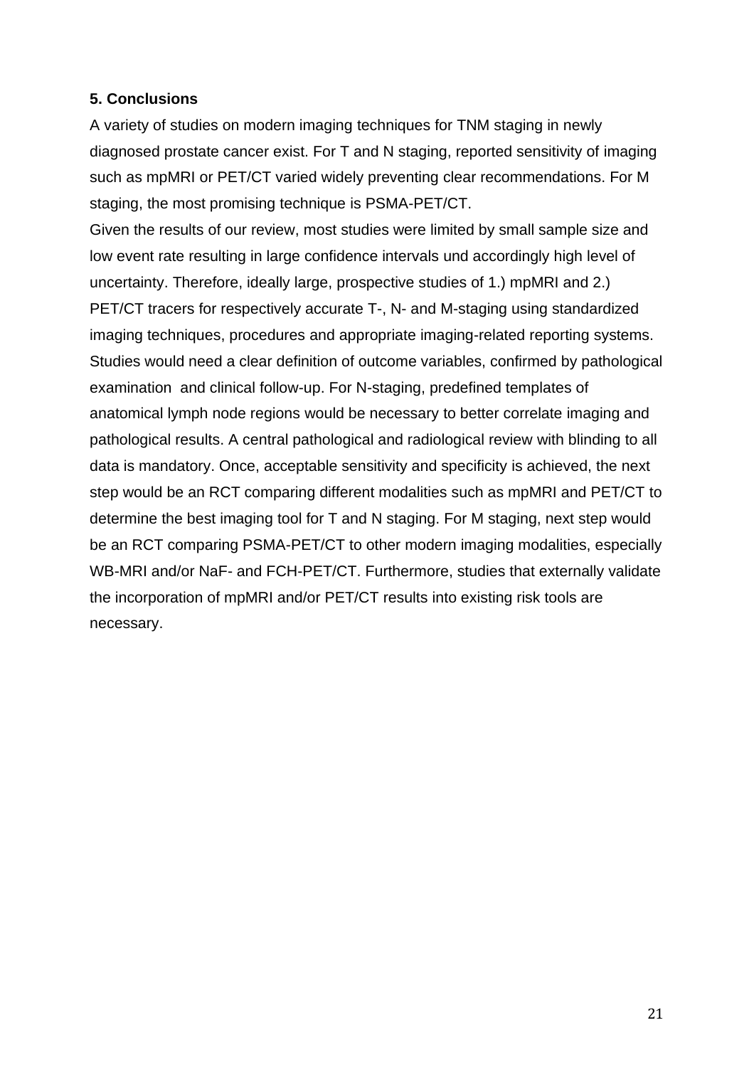## 5. Conclusions

A variety of studies on modern imaging techniques for TNM staging in newly diagnosed prostate cancer exist. For T and N staging, reported sensitivity of imaging such as mpMRI or PET/CT varied widely preventing clear recommendations. For M staging, the most promising technique is PSMA-PET/CT.

Given the results of our review, most studies were limited by small sample size and low event rate resulting in large confidence intervals und accordingly high level of uncertainty. Therefore, ideally large, prospective studies of 1.) mpMRI and 2.) PET/CT tracers for respectively accurate T-, N- and M-staging using standardized imaging techniques, procedures and appropriate imaging-related reporting systems. Studies would need a clear definition of outcome variables, confirmed by pathological examination  and clinical follow-up. For N-staging, predefined templates of anatomical lymph node regions would be necessary to better correlate imaging and pathological results. A central pathological and radiological review with blinding to all data is mandatory. Once, acceptable sensitivity and specificity is achieved, the next step would be an RCT comparing different modalities such as mpMRI and PET/CT to determine the best imaging tool for T and N staging. For M staging, next step would be an RCT comparing PSMA-PET/CT to other modern imaging modalities, especially WB-MRI and/or NaF- and FCH-PET/CT. Furthermore, studies that externally validate the incorporation of mpMRI and/or PET/CT results into existing risk tools are necessary.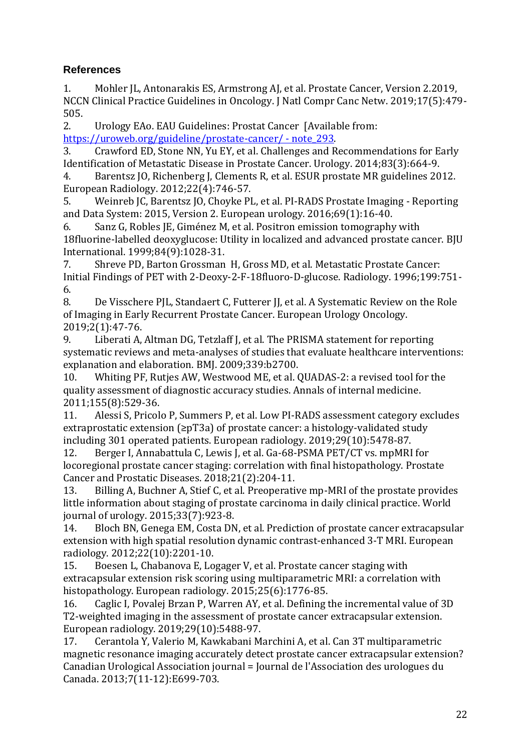## References

1. Mohler JL, Antonarakis ES, Armstrong AJ, et al. Prostate Cancer, Version 2.2019, NCCN Clinical Practice Guidelines in Oncology. J Natl Compr Canc Netw. 2019;17(5):479-505.
2. Urology EAo. EAU Guidelines: Prostat Cancer [Available from: https://uroweb.org/guideline/prostate-cancer/ - note_293.
3. Crawford ED, Stone NN, Yu EY, et al. Challenges and Recommendations for Early Identification of Metastatic Disease in Prostate Cancer. Urology. 2014;83(3):664-9.
4. Barentsz JO, Richenberg J, Clements R, et al. ESUR prostate MR guidelines 2012. European Radiology. 2012;22(4):746-57.
5. Weinreb JC, Barentsz JO, Choyke PL, et al. PI-RADS Prostate Imaging - Reporting and Data System: 2015, Version 2. European urology. 2016;69(1):16-40.
6. Sanz G, Robles JE, Giménez M, et al. Positron emission tomography with 18fluorine-labelled deoxyglucose: Utility in localized and advanced prostate cancer. BJU International. 1999;84(9):1028-31.
7. Shreve PD, Barton Grossman H, Gross MD, et al. Metastatic Prostate Cancer: Initial Findings of PET with 2-Deoxy-2-F-18fluoro-D-glucose. Radiology. 1996;199:751-6.
8. De Visschere PJL, Standaert C, Futterer JJ, et al. A Systematic Review on the Role of Imaging in Early Recurrent Prostate Cancer. European Urology Oncology. 2019;2(1):47-76.
9. Liberati A, Altman DG, Tetzlaff J, et al. The PRISMA statement for reporting systematic reviews and meta-analyses of studies that evaluate healthcare interventions: explanation and elaboration. BMJ. 2009;339:b2700.
10. Whiting PF, Rutjes AW, Westwood ME, et al. QUADAS-2: a revised tool for the quality assessment of diagnostic accuracy studies. Annals of internal medicine. 2011;155(8):529-36.
11. Alessi S, Pricolo P, Summers P, et al. Low PI-RADS assessment category excludes extraprostatic extension (≥pT3a) of prostate cancer: a histology-validated study including 301 operated patients. European radiology. 2019;29(10):5478-87.
12. Berger I, Annabattula C, Lewis J, et al. Ga-68-PSMA PET/CT vs. mpMRI for locoregional prostate cancer staging: correlation with final histopathology. Prostate Cancer and Prostatic Diseases. 2018;21(2):204-11.
13. Billing A, Buchner A, Stief C, et al. Preoperative mp-MRI of the prostate provides little information about staging of prostate carcinoma in daily clinical practice. World journal of urology. 2015;33(7):923-8.
14. Bloch BN, Genega EM, Costa DN, et al. Prediction of prostate cancer extracapsular extension with high spatial resolution dynamic contrast-enhanced 3-T MRI. European radiology. 2012;22(10):2201-10.
15. Boesen L, Chabanova E, Logager V, et al. Prostate cancer staging with extracapsular extension risk scoring using multiparametric MRI: a correlation with histopathology. European radiology. 2015;25(6):1776-85.
16. Caglic I, Povalej Brzan P, Warren AY, et al. Defining the incremental value of 3D T2-weighted imaging in the assessment of prostate cancer extracapsular extension. European radiology. 2019;29(10):5488-97.
17. Cerantola Y, Valerio M, Kawkabani Marchini A, et al. Can 3T multiparametric magnetic resonance imaging accurately detect prostate cancer extracapsular extension? Canadian Urological Association journal = Journal de l'Association des urologues du Canada. 2013;7(11-12):E699-703.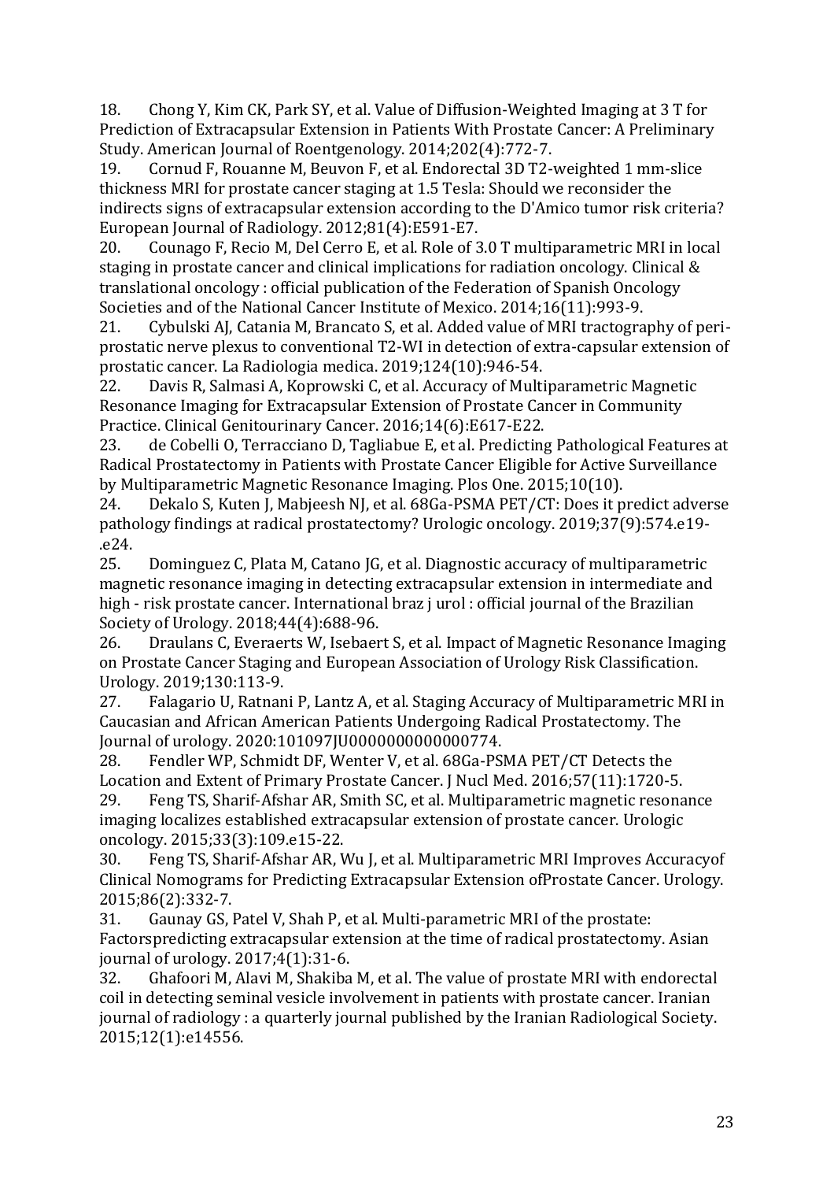18. Chong Y, Kim CK, Park SY, et al. Value of Diffusion-Weighted Imaging at 3 T for Prediction of Extracapsular Extension in Patients With Prostate Cancer: A Preliminary Study. American Journal of Roentgenology. 2014;202(4):772-7.
19. Cornud F, Rouanne M, Beuvon F, et al. Endorectal 3D T2-weighted 1 mm-slice thickness MRI for prostate cancer staging at 1.5 Tesla: Should we reconsider the indirects signs of extracapsular extension according to the D'Amico tumor risk criteria? European Journal of Radiology. 2012;81(4):E591-E7.
20. Counago F, Recio M, Del Cerro E, et al. Role of 3.0 T multiparametric MRI in local staging in prostate cancer and clinical implications for radiation oncology. Clinical & translational oncology : official publication of the Federation of Spanish Oncology Societies and of the National Cancer Institute of Mexico. 2014;16(11):993-9.
21. Cybulski AJ, Catania M, Brancato S, et al. Added value of MRI tractography of peri-prostatic nerve plexus to conventional T2-WI in detection of extra-capsular extension of prostatic cancer. La Radiologia medica. 2019;124(10):946-54.
22. Davis R, Salmasi A, Koprowski C, et al. Accuracy of Multiparametric Magnetic Resonance Imaging for Extracapsular Extension of Prostate Cancer in Community Practice. Clinical Genitourinary Cancer. 2016;14(6):E617-E22.
23. de Cobelli O, Terracciano D, Tagliabue E, et al. Predicting Pathological Features at Radical Prostatectomy in Patients with Prostate Cancer Eligible for Active Surveillance by Multiparametric Magnetic Resonance Imaging. Plos One. 2015;10(10).
24. Dekalo S, Kuten J, Mabjeesh NJ, et al. 68Ga-PSMA PET/CT: Does it predict adverse pathology findings at radical prostatectomy? Urologic oncology. 2019;37(9):574.e19-.e24.
25. Dominguez C, Plata M, Catano JG, et al. Diagnostic accuracy of multiparametric magnetic resonance imaging in detecting extracapsular extension in intermediate and high - risk prostate cancer. International braz j urol : official journal of the Brazilian Society of Urology. 2018;44(4):688-96.
26. Draulans C, Everaerts W, Isebaert S, et al. Impact of Magnetic Resonance Imaging on Prostate Cancer Staging and European Association of Urology Risk Classification. Urology. 2019;130:113-9.
27. Falagario U, Ratnani P, Lantz A, et al. Staging Accuracy of Multiparametric MRI in Caucasian and African American Patients Undergoing Radical Prostatectomy. The Journal of urology. 2020:101097JU0000000000000774.
28. Fendler WP, Schmidt DF, Wenter V, et al. 68Ga-PSMA PET/CT Detects the Location and Extent of Primary Prostate Cancer. J Nucl Med. 2016;57(11):1720-5.
29. Feng TS, Sharif-Afshar AR, Smith SC, et al. Multiparametric magnetic resonance imaging localizes established extracapsular extension of prostate cancer. Urologic oncology. 2015;33(3):109.e15-22.
30. Feng TS, Sharif-Afshar AR, Wu J, et al. Multiparametric MRI Improves Accuracyof Clinical Nomograms for Predicting Extracapsular Extension ofProstate Cancer. Urology. 2015;86(2):332-7.
31. Gaunay GS, Patel V, Shah P, et al. Multi-parametric MRI of the prostate: Factorspredicting extracapsular extension at the time of radical prostatectomy. Asian journal of urology. 2017;4(1):31-6.
32. Ghafoori M, Alavi M, Shakiba M, et al. The value of prostate MRI with endorectal coil in detecting seminal vesicle involvement in patients with prostate cancer. Iranian journal of radiology : a quarterly journal published by the Iranian Radiological Society. 2015;12(1):e14556.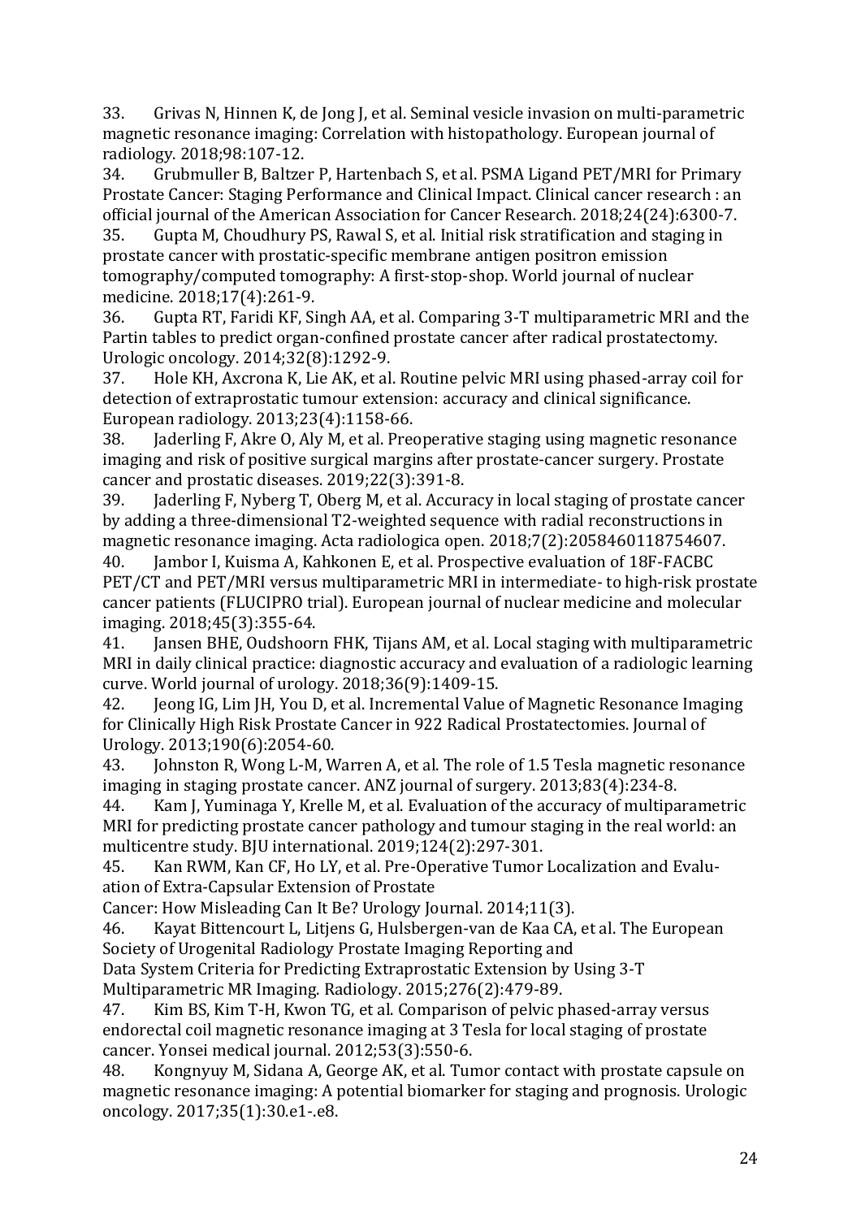33. Grivas N, Hinnen K, de Jong J, et al. Seminal vesicle invasion on multi-parametric magnetic resonance imaging: Correlation with histopathology. European journal of radiology. 2018;98:107-12.
34. Grubmuller B, Baltzer P, Hartenbach S, et al. PSMA Ligand PET/MRI for Primary Prostate Cancer: Staging Performance and Clinical Impact. Clinical cancer research : an official journal of the American Association for Cancer Research. 2018;24(24):6300-7.
35. Gupta M, Choudhury PS, Rawal S, et al. Initial risk stratification and staging in prostate cancer with prostatic-specific membrane antigen positron emission tomography/computed tomography: A first-stop-shop. World journal of nuclear medicine. 2018;17(4):261-9.
36. Gupta RT, Faridi KF, Singh AA, et al. Comparing 3-T multiparametric MRI and the Partin tables to predict organ-confined prostate cancer after radical prostatectomy. Urologic oncology. 2014;32(8):1292-9.
37. Hole KH, Axcrona K, Lie AK, et al. Routine pelvic MRI using phased-array coil for detection of extraprostatic tumour extension: accuracy and clinical significance. European radiology. 2013;23(4):1158-66.
38. Jaderling F, Akre O, Aly M, et al. Preoperative staging using magnetic resonance imaging and risk of positive surgical margins after prostate-cancer surgery. Prostate cancer and prostatic diseases. 2019;22(3):391-8.
39. Jaderling F, Nyberg T, Oberg M, et al. Accuracy in local staging of prostate cancer by adding a three-dimensional T2-weighted sequence with radial reconstructions in magnetic resonance imaging. Acta radiologica open. 2018;7(2):2058460118754607.
40. Jambor I, Kuisma A, Kahkonen E, et al. Prospective evaluation of 18F-FACBC PET/CT and PET/MRI versus multiparametric MRI in intermediate- to high-risk prostate cancer patients (FLUCIPRO trial). European journal of nuclear medicine and molecular imaging. 2018;45(3):355-64.
41. Jansen BHE, Oudshoorn FHK, Tijans AM, et al. Local staging with multiparametric MRI in daily clinical practice: diagnostic accuracy and evaluation of a radiologic learning curve. World journal of urology. 2018;36(9):1409-15.
42. Jeong IG, Lim JH, You D, et al. Incremental Value of Magnetic Resonance Imaging for Clinically High Risk Prostate Cancer in 922 Radical Prostatectomies. Journal of Urology. 2013;190(6):2054-60.
43. Johnston R, Wong L-M, Warren A, et al. The role of 1.5 Tesla magnetic resonance imaging in staging prostate cancer. ANZ journal of surgery. 2013;83(4):234-8.
44. Kam J, Yuminaga Y, Krelle M, et al. Evaluation of the accuracy of multiparametric MRI for predicting prostate cancer pathology and tumour staging in the real world: an multicentre study. BJU international. 2019;124(2):297-301.
45. Kan RWM, Kan CF, Ho LY, et al. Pre-Operative Tumor Localization and Evaluation of Extra-Capsular Extension of Prostate Cancer: How Misleading Can It Be? Urology Journal. 2014;11(3).
46. Kayat Bittencourt L, Litjens G, Hulsbergen-van de Kaa CA, et al. The European Society of Urogenital Radiology Prostate Imaging Reporting and Data System Criteria for Predicting Extraprostatic Extension by Using 3-T Multiparametric MR Imaging. Radiology. 2015;276(2):479-89.
47. Kim BS, Kim T-H, Kwon TG, et al. Comparison of pelvic phased-array versus endorectal coil magnetic resonance imaging at 3 Tesla for local staging of prostate cancer. Yonsei medical journal. 2012;53(3):550-6.
48. Kongnyuy M, Sidana A, George AK, et al. Tumor contact with prostate capsule on magnetic resonance imaging: A potential biomarker for staging and prognosis. Urologic oncology. 2017;35(1):30.e1-.e8.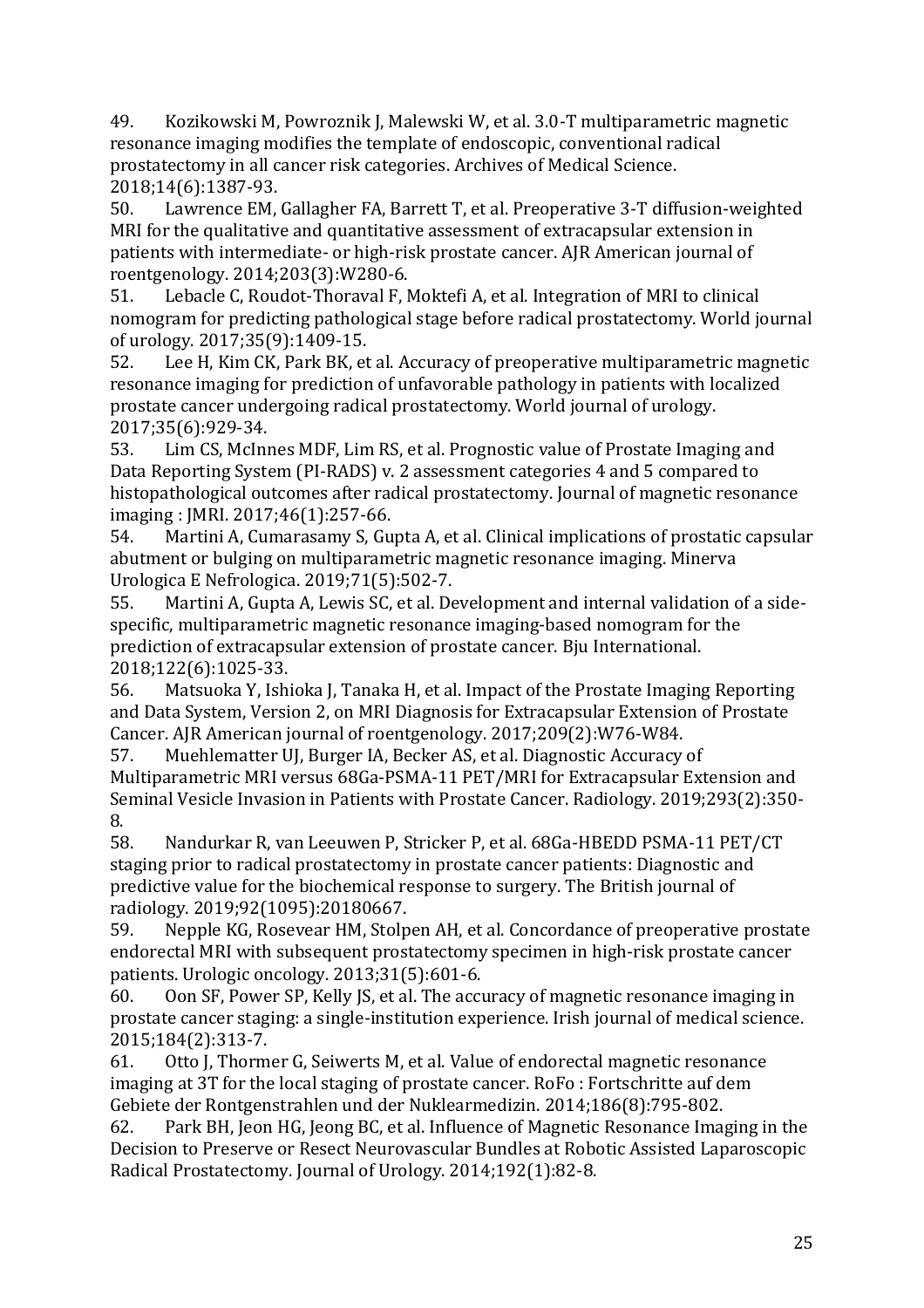49. Kozikowski M, Powroznik J, Malewski W, et al. 3.0-T multiparametric magnetic resonance imaging modifies the template of endoscopic, conventional radical prostatectomy in all cancer risk categories. Archives of Medical Science. 2018;14(6):1387-93.

50. Lawrence EM, Gallagher FA, Barrett T, et al. Preoperative 3-T diffusion-weighted MRI for the qualitative and quantitative assessment of extracapsular extension in patients with intermediate- or high-risk prostate cancer. AJR American journal of roentgenology. 2014;203(3):W280-6.

51. Lebacle C, Roudot-Thoraval F, Moktefi A, et al. Integration of MRI to clinical nomogram for predicting pathological stage before radical prostatectomy. World journal of urology. 2017;35(9):1409-15.

52. Lee H, Kim CK, Park BK, et al. Accuracy of preoperative multiparametric magnetic resonance imaging for prediction of unfavorable pathology in patients with localized prostate cancer undergoing radical prostatectomy. World journal of urology. 2017;35(6):929-34.

53. Lim CS, McInnes MDF, Lim RS, et al. Prognostic value of Prostate Imaging and Data Reporting System (PI-RADS) v. 2 assessment categories 4 and 5 compared to histopathological outcomes after radical prostatectomy. Journal of magnetic resonance imaging : JMRI. 2017;46(1):257-66.

54. Martini A, Cumarasamy S, Gupta A, et al. Clinical implications of prostatic capsular abutment or bulging on multiparametric magnetic resonance imaging. Minerva Urologica E Nefrologica. 2019;71(5):502-7.

55. Martini A, Gupta A, Lewis SC, et al. Development and internal validation of a side-specific, multiparametric magnetic resonance imaging-based nomogram for the prediction of extracapsular extension of prostate cancer. Bju International. 2018;122(6):1025-33.

56. Matsuoka Y, Ishioka J, Tanaka H, et al. Impact of the Prostate Imaging Reporting and Data System, Version 2, on MRI Diagnosis for Extracapsular Extension of Prostate Cancer. AJR American journal of roentgenology. 2017;209(2):W76-W84.

57. Muehlematter UJ, Burger IA, Becker AS, et al. Diagnostic Accuracy of Multiparametric MRI versus 68Ga-PSMA-11 PET/MRI for Extracapsular Extension and Seminal Vesicle Invasion in Patients with Prostate Cancer. Radiology. 2019;293(2):350-8.

58. Nandurkar R, van Leeuwen P, Stricker P, et al. 68Ga-HBEDD PSMA-11 PET/CT staging prior to radical prostatectomy in prostate cancer patients: Diagnostic and predictive value for the biochemical response to surgery. The British journal of radiology. 2019;92(1095):20180667.

59. Nepple KG, Rosevear HM, Stolpen AH, et al. Concordance of preoperative prostate endorectal MRI with subsequent prostatectomy specimen in high-risk prostate cancer patients. Urologic oncology. 2013;31(5):601-6.

60. Oon SF, Power SP, Kelly JS, et al. The accuracy of magnetic resonance imaging in prostate cancer staging: a single-institution experience. Irish journal of medical science. 2015;184(2):313-7.

61. Otto J, Thormer G, Seiwerts M, et al. Value of endorectal magnetic resonance imaging at 3T for the local staging of prostate cancer. RoFo : Fortschritte auf dem Gebiete der Rontgenstrahlen und der Nuklearmedizin. 2014;186(8):795-802.

62. Park BH, Jeon HG, Jeong BC, et al. Influence of Magnetic Resonance Imaging in the Decision to Preserve or Resect Neurovascular Bundles at Robotic Assisted Laparoscopic Radical Prostatectomy. Journal of Urology. 2014;192(1):82-8.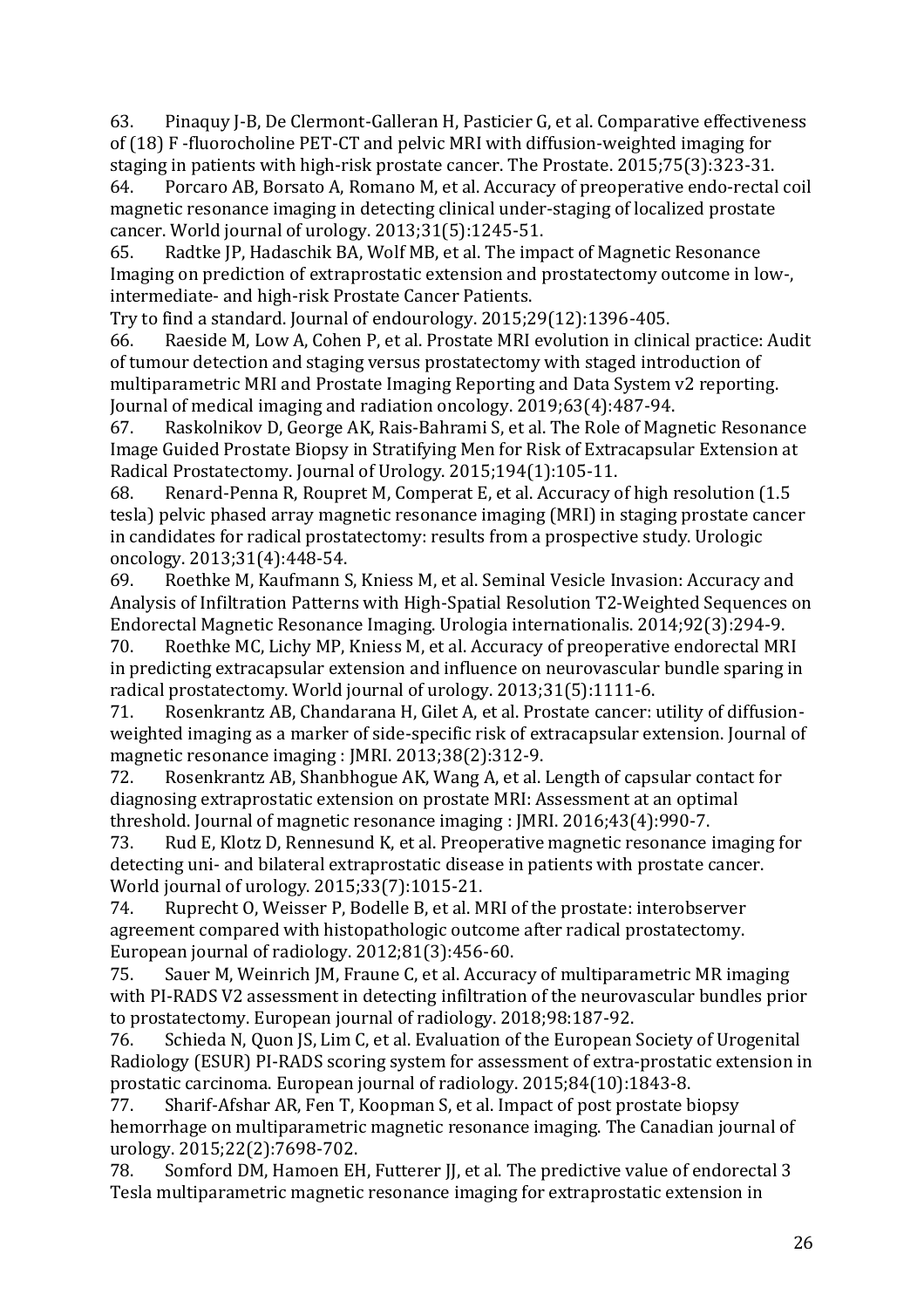63. Pinaquy J-B, De Clermont-Galleran H, Pasticier G, et al. Comparative effectiveness of (18) F -fluorocholine PET-CT and pelvic MRI with diffusion-weighted imaging for staging in patients with high-risk prostate cancer. The Prostate. 2015;75(3):323-31.

64. Porcaro AB, Borsato A, Romano M, et al. Accuracy of preoperative endo-rectal coil magnetic resonance imaging in detecting clinical under-staging of localized prostate cancer. World journal of urology. 2013;31(5):1245-51.

65. Radtke JP, Hadaschik BA, Wolf MB, et al. The impact of Magnetic Resonance Imaging on prediction of extraprostatic extension and prostatectomy outcome in low-, intermediate- and high-risk Prostate Cancer Patients.
Try to find a standard. Journal of endourology. 2015;29(12):1396-405.

66. Raeside M, Low A, Cohen P, et al. Prostate MRI evolution in clinical practice: Audit of tumour detection and staging versus prostatectomy with staged introduction of multiparametric MRI and Prostate Imaging Reporting and Data System v2 reporting. Journal of medical imaging and radiation oncology. 2019;63(4):487-94.

67. Raskolnikov D, George AK, Rais-Bahrami S, et al. The Role of Magnetic Resonance Image Guided Prostate Biopsy in Stratifying Men for Risk of Extracapsular Extension at Radical Prostatectomy. Journal of Urology. 2015;194(1):105-11.

68. Renard-Penna R, Roupret M, Comperat E, et al. Accuracy of high resolution (1.5 tesla) pelvic phased array magnetic resonance imaging (MRI) in staging prostate cancer in candidates for radical prostatectomy: results from a prospective study. Urologic oncology. 2013;31(4):448-54.

69. Roethke M, Kaufmann S, Kniess M, et al. Seminal Vesicle Invasion: Accuracy and Analysis of Infiltration Patterns with High-Spatial Resolution T2-Weighted Sequences on Endorectal Magnetic Resonance Imaging. Urologia internationalis. 2014;92(3):294-9.

70. Roethke MC, Lichy MP, Kniess M, et al. Accuracy of preoperative endorectal MRI in predicting extracapsular extension and influence on neurovascular bundle sparing in radical prostatectomy. World journal of urology. 2013;31(5):1111-6.

71. Rosenkrantz AB, Chandarana H, Gilet A, et al. Prostate cancer: utility of diffusion-weighted imaging as a marker of side-specific risk of extracapsular extension. Journal of magnetic resonance imaging : JMRI. 2013;38(2):312-9.

72. Rosenkrantz AB, Shanbhogue AK, Wang A, et al. Length of capsular contact for diagnosing extraprostatic extension on prostate MRI: Assessment at an optimal threshold. Journal of magnetic resonance imaging : JMRI. 2016;43(4):990-7.

73. Rud E, Klotz D, Rennesund K, et al. Preoperative magnetic resonance imaging for detecting uni- and bilateral extraprostatic disease in patients with prostate cancer. World journal of urology. 2015;33(7):1015-21.

74. Ruprecht O, Weisser P, Bodelle B, et al. MRI of the prostate: interobserver agreement compared with histopathologic outcome after radical prostatectomy. European journal of radiology. 2012;81(3):456-60.

75. Sauer M, Weinrich JM, Fraune C, et al. Accuracy of multiparametric MR imaging with PI-RADS V2 assessment in detecting infiltration of the neurovascular bundles prior to prostatectomy. European journal of radiology. 2018;98:187-92.

76. Schieda N, Quon JS, Lim C, et al. Evaluation of the European Society of Urogenital Radiology (ESUR) PI-RADS scoring system for assessment of extra-prostatic extension in prostatic carcinoma. European journal of radiology. 2015;84(10):1843-8.

77. Sharif-Afshar AR, Fen T, Koopman S, et al. Impact of post prostate biopsy hemorrhage on multiparametric magnetic resonance imaging. The Canadian journal of urology. 2015;22(2):7698-702.

78. Somford DM, Hamoen EH, Futterer JJ, et al. The predictive value of endorectal 3 Tesla multiparametric magnetic resonance imaging for extraprostatic extension in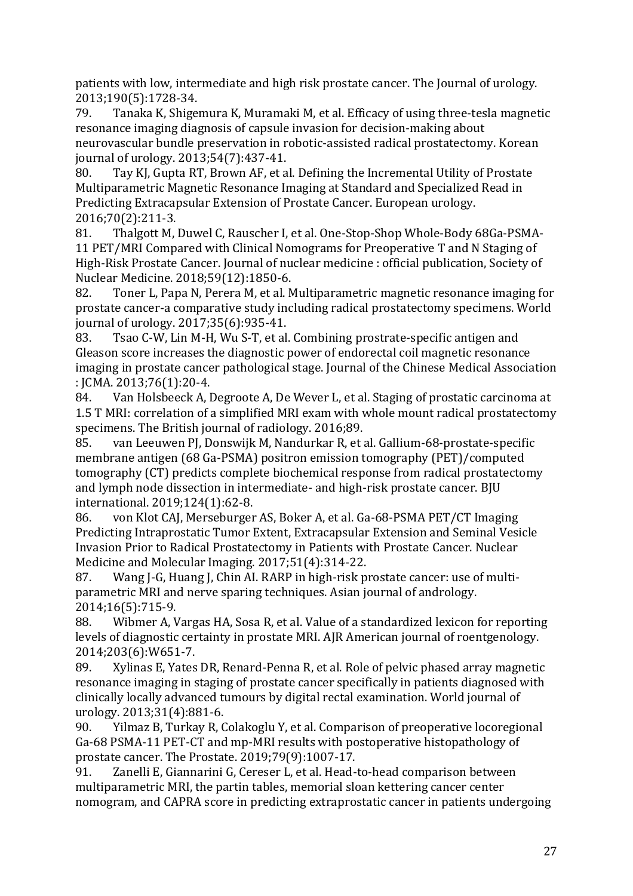patients with low, intermediate and high risk prostate cancer. The Journal of urology. 2013;190(5):1728-34.

79. Tanaka K, Shigemura K, Muramaki M, et al. Efficacy of using three-tesla magnetic resonance imaging diagnosis of capsule invasion for decision-making about neurovascular bundle preservation in robotic-assisted radical prostatectomy. Korean journal of urology. 2013;54(7):437-41.

80. Tay KJ, Gupta RT, Brown AF, et al. Defining the Incremental Utility of Prostate Multiparametric Magnetic Resonance Imaging at Standard and Specialized Read in Predicting Extracapsular Extension of Prostate Cancer. European urology. 2016;70(2):211-3.

81. Thalgott M, Duwel C, Rauscher I, et al. One-Stop-Shop Whole-Body 68Ga-PSMA-11 PET/MRI Compared with Clinical Nomograms for Preoperative T and N Staging of High-Risk Prostate Cancer. Journal of nuclear medicine : official publication, Society of Nuclear Medicine. 2018;59(12):1850-6.

82. Toner L, Papa N, Perera M, et al. Multiparametric magnetic resonance imaging for prostate cancer-a comparative study including radical prostatectomy specimens. World journal of urology. 2017;35(6):935-41.

83. Tsao C-W, Lin M-H, Wu S-T, et al. Combining prostrate-specific antigen and Gleason score increases the diagnostic power of endorectal coil magnetic resonance imaging in prostate cancer pathological stage. Journal of the Chinese Medical Association : JCMA. 2013;76(1):20-4.

84. Van Holsbeeck A, Degroote A, De Wever L, et al. Staging of prostatic carcinoma at 1.5 T MRI: correlation of a simplified MRI exam with whole mount radical prostatectomy specimens. The British journal of radiology. 2016;89.

85. van Leeuwen PJ, Donswijk M, Nandurkar R, et al. Gallium-68-prostate-specific membrane antigen (68 Ga-PSMA) positron emission tomography (PET)/computed tomography (CT) predicts complete biochemical response from radical prostatectomy and lymph node dissection in intermediate- and high-risk prostate cancer. BJU international. 2019;124(1):62-8.

86. von Klot CAJ, Merseburger AS, Boker A, et al. Ga-68-PSMA PET/CT Imaging Predicting Intraprostatic Tumor Extent, Extracapsular Extension and Seminal Vesicle Invasion Prior to Radical Prostatectomy in Patients with Prostate Cancer. Nuclear Medicine and Molecular Imaging. 2017;51(4):314-22.

87. Wang J-G, Huang J, Chin AI. RARP in high-risk prostate cancer: use of multi-parametric MRI and nerve sparing techniques. Asian journal of andrology. 2014;16(5):715-9.

88. Wibmer A, Vargas HA, Sosa R, et al. Value of a standardized lexicon for reporting levels of diagnostic certainty in prostate MRI. AJR American journal of roentgenology. 2014;203(6):W651-7.

89. Xylinas E, Yates DR, Renard-Penna R, et al. Role of pelvic phased array magnetic resonance imaging in staging of prostate cancer specifically in patients diagnosed with clinically locally advanced tumours by digital rectal examination. World journal of urology. 2013;31(4):881-6.

90. Yilmaz B, Turkay R, Colakoglu Y, et al. Comparison of preoperative locoregional Ga-68 PSMA-11 PET-CT and mp-MRI results with postoperative histopathology of prostate cancer. The Prostate. 2019;79(9):1007-17.

91. Zanelli E, Giannarini G, Cereser L, et al. Head-to-head comparison between multiparametric MRI, the partin tables, memorial sloan kettering cancer center nomogram, and CAPRA score in predicting extraprostatic cancer in patients undergoing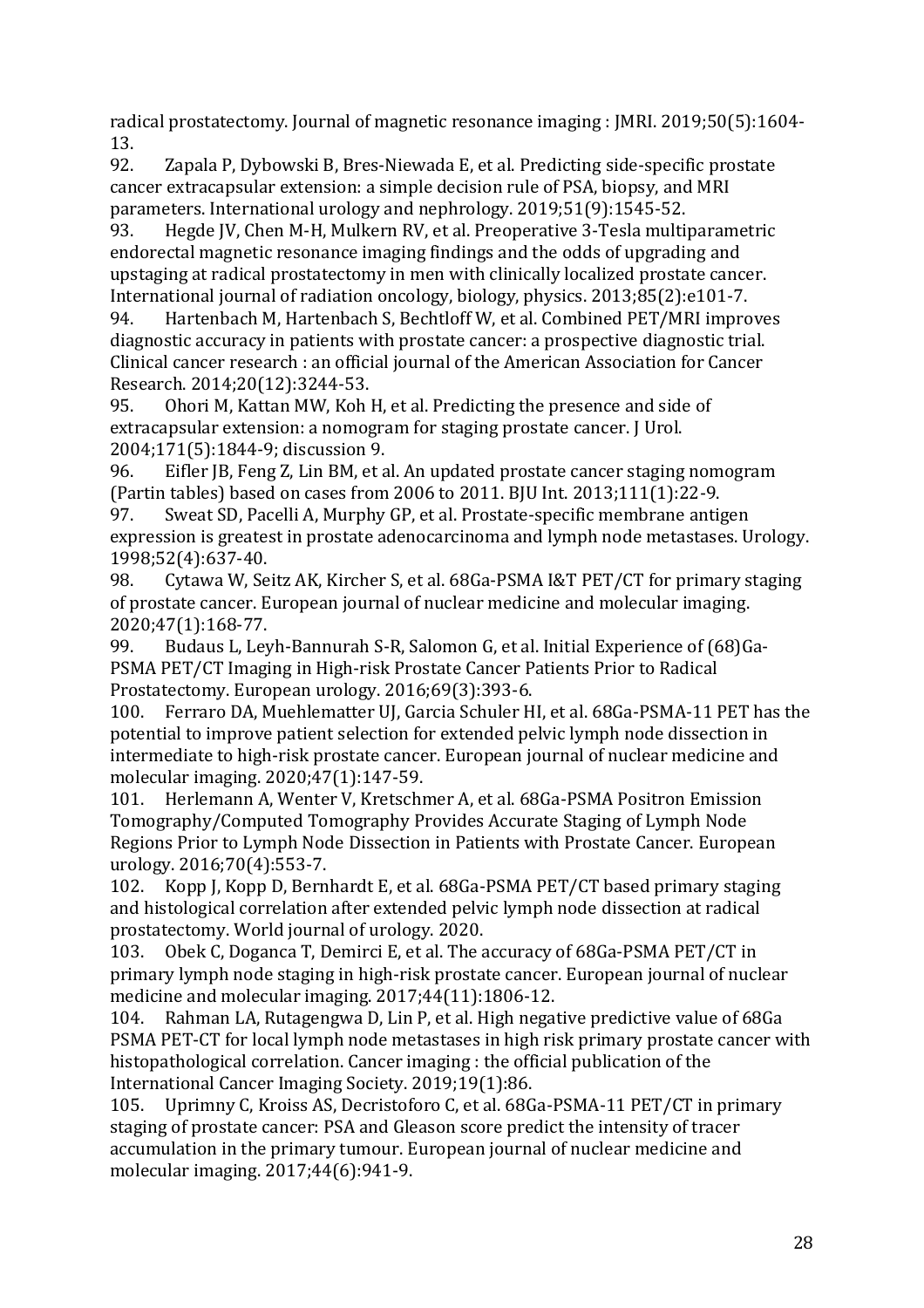radical prostatectomy. Journal of magnetic resonance imaging : JMRI. 2019;50(5):1604-13.

92. Zapala P, Dybowski B, Bres-Niewada E, et al. Predicting side-specific prostate cancer extracapsular extension: a simple decision rule of PSA, biopsy, and MRI parameters. International urology and nephrology. 2019;51(9):1545-52.

93. Hegde JV, Chen M-H, Mulkern RV, et al. Preoperative 3-Tesla multiparametric endorectal magnetic resonance imaging findings and the odds of upgrading and upstaging at radical prostatectomy in men with clinically localized prostate cancer. International journal of radiation oncology, biology, physics. 2013;85(2):e101-7.

94. Hartenbach M, Hartenbach S, Bechtloff W, et al. Combined PET/MRI improves diagnostic accuracy in patients with prostate cancer: a prospective diagnostic trial. Clinical cancer research : an official journal of the American Association for Cancer Research. 2014;20(12):3244-53.

95. Ohori M, Kattan MW, Koh H, et al. Predicting the presence and side of extracapsular extension: a nomogram for staging prostate cancer. J Urol. 2004;171(5):1844-9; discussion 9.

96. Eifler JB, Feng Z, Lin BM, et al. An updated prostate cancer staging nomogram (Partin tables) based on cases from 2006 to 2011. BJU Int. 2013;111(1):22-9.

97. Sweat SD, Pacelli A, Murphy GP, et al. Prostate-specific membrane antigen expression is greatest in prostate adenocarcinoma and lymph node metastases. Urology. 1998;52(4):637-40.

98. Cytawa W, Seitz AK, Kircher S, et al. 68Ga-PSMA I&T PET/CT for primary staging of prostate cancer. European journal of nuclear medicine and molecular imaging. 2020;47(1):168-77.

99. Budaus L, Leyh-Bannurah S-R, Salomon G, et al. Initial Experience of (68)Ga-PSMA PET/CT Imaging in High-risk Prostate Cancer Patients Prior to Radical Prostatectomy. European urology. 2016;69(3):393-6.

100. Ferraro DA, Muehlematter UJ, Garcia Schuler HI, et al. 68Ga-PSMA-11 PET has the potential to improve patient selection for extended pelvic lymph node dissection in intermediate to high-risk prostate cancer. European journal of nuclear medicine and molecular imaging. 2020;47(1):147-59.

101. Herlemann A, Wenter V, Kretschmer A, et al. 68Ga-PSMA Positron Emission Tomography/Computed Tomography Provides Accurate Staging of Lymph Node Regions Prior to Lymph Node Dissection in Patients with Prostate Cancer. European urology. 2016;70(4):553-7.

102. Kopp J, Kopp D, Bernhardt E, et al. 68Ga-PSMA PET/CT based primary staging and histological correlation after extended pelvic lymph node dissection at radical prostatectomy. World journal of urology. 2020.

103. Obek C, Doganca T, Demirci E, et al. The accuracy of 68Ga-PSMA PET/CT in primary lymph node staging in high-risk prostate cancer. European journal of nuclear medicine and molecular imaging. 2017;44(11):1806-12.

104. Rahman LA, Rutagengwa D, Lin P, et al. High negative predictive value of 68Ga PSMA PET-CT for local lymph node metastases in high risk primary prostate cancer with histopathological correlation. Cancer imaging : the official publication of the International Cancer Imaging Society. 2019;19(1):86.

105. Uprimny C, Kroiss AS, Decristoforo C, et al. 68Ga-PSMA-11 PET/CT in primary staging of prostate cancer: PSA and Gleason score predict the intensity of tracer accumulation in the primary tumour. European journal of nuclear medicine and molecular imaging. 2017;44(6):941-9.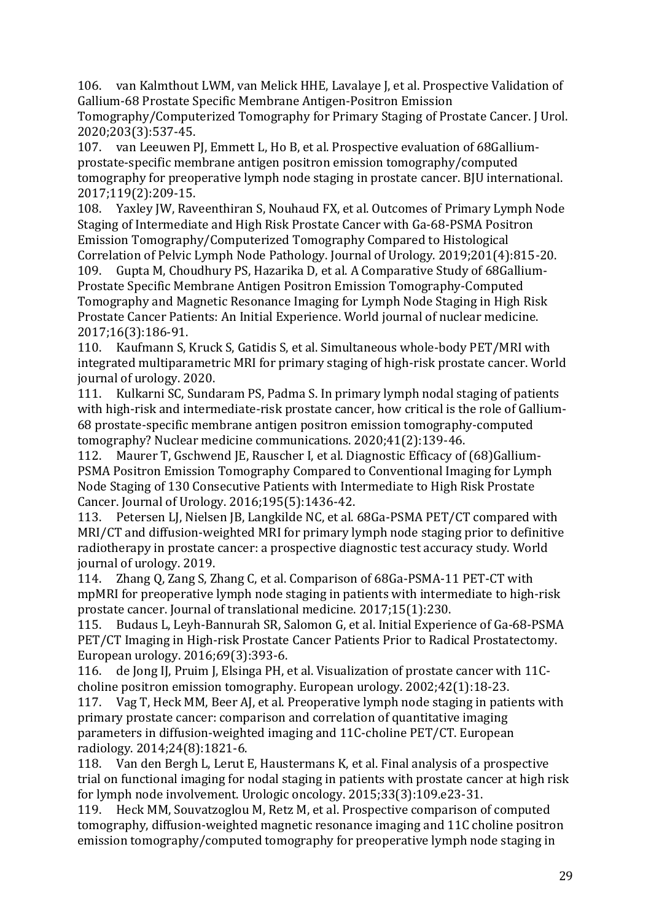106. van Kalmthout LWM, van Melick HHE, Lavalaye J, et al. Prospective Validation of Gallium-68 Prostate Specific Membrane Antigen-Positron Emission Tomography/Computerized Tomography for Primary Staging of Prostate Cancer. J Urol. 2020;203(3):537-45.

107. van Leeuwen PJ, Emmett L, Ho B, et al. Prospective evaluation of 68Gallium-prostate-specific membrane antigen positron emission tomography/computed tomography for preoperative lymph node staging in prostate cancer. BJU international. 2017;119(2):209-15.

108. Yaxley JW, Raveenthiran S, Nouhaud FX, et al. Outcomes of Primary Lymph Node Staging of Intermediate and High Risk Prostate Cancer with Ga-68-PSMA Positron Emission Tomography/Computerized Tomography Compared to Histological Correlation of Pelvic Lymph Node Pathology. Journal of Urology. 2019;201(4):815-20.

109. Gupta M, Choudhury PS, Hazarika D, et al. A Comparative Study of 68Gallium-Prostate Specific Membrane Antigen Positron Emission Tomography-Computed Tomography and Magnetic Resonance Imaging for Lymph Node Staging in High Risk Prostate Cancer Patients: An Initial Experience. World journal of nuclear medicine. 2017;16(3):186-91.

110. Kaufmann S, Kruck S, Gatidis S, et al. Simultaneous whole-body PET/MRI with integrated multiparametric MRI for primary staging of high-risk prostate cancer. World journal of urology. 2020.

111. Kulkarni SC, Sundaram PS, Padma S. In primary lymph nodal staging of patients with high-risk and intermediate-risk prostate cancer, how critical is the role of Gallium-68 prostate-specific membrane antigen positron emission tomography-computed tomography? Nuclear medicine communications. 2020;41(2):139-46.

112. Maurer T, Gschwend JE, Rauscher I, et al. Diagnostic Efficacy of (68)Gallium-PSMA Positron Emission Tomography Compared to Conventional Imaging for Lymph Node Staging of 130 Consecutive Patients with Intermediate to High Risk Prostate Cancer. Journal of Urology. 2016;195(5):1436-42.

113. Petersen LJ, Nielsen JB, Langkilde NC, et al. 68Ga-PSMA PET/CT compared with MRI/CT and diffusion-weighted MRI for primary lymph node staging prior to definitive radiotherapy in prostate cancer: a prospective diagnostic test accuracy study. World journal of urology. 2019.

114. Zhang Q, Zang S, Zhang C, et al. Comparison of 68Ga-PSMA-11 PET-CT with mpMRI for preoperative lymph node staging in patients with intermediate to high-risk prostate cancer. Journal of translational medicine. 2017;15(1):230.

115. Budaus L, Leyh-Bannurah SR, Salomon G, et al. Initial Experience of Ga-68-PSMA PET/CT Imaging in High-risk Prostate Cancer Patients Prior to Radical Prostatectomy. European urology. 2016;69(3):393-6.

116. de Jong IJ, Pruim J, Elsinga PH, et al. Visualization of prostate cancer with 11C-choline positron emission tomography. European urology. 2002;42(1):18-23.

117. Vag T, Heck MM, Beer AJ, et al. Preoperative lymph node staging in patients with primary prostate cancer: comparison and correlation of quantitative imaging parameters in diffusion-weighted imaging and 11C-choline PET/CT. European radiology. 2014;24(8):1821-6.

118. Van den Bergh L, Lerut E, Haustermans K, et al. Final analysis of a prospective trial on functional imaging for nodal staging in patients with prostate cancer at high risk for lymph node involvement. Urologic oncology. 2015;33(3):109.e23-31.

119. Heck MM, Souvatzoglou M, Retz M, et al. Prospective comparison of computed tomography, diffusion-weighted magnetic resonance imaging and 11C choline positron emission tomography/computed tomography for preoperative lymph node staging in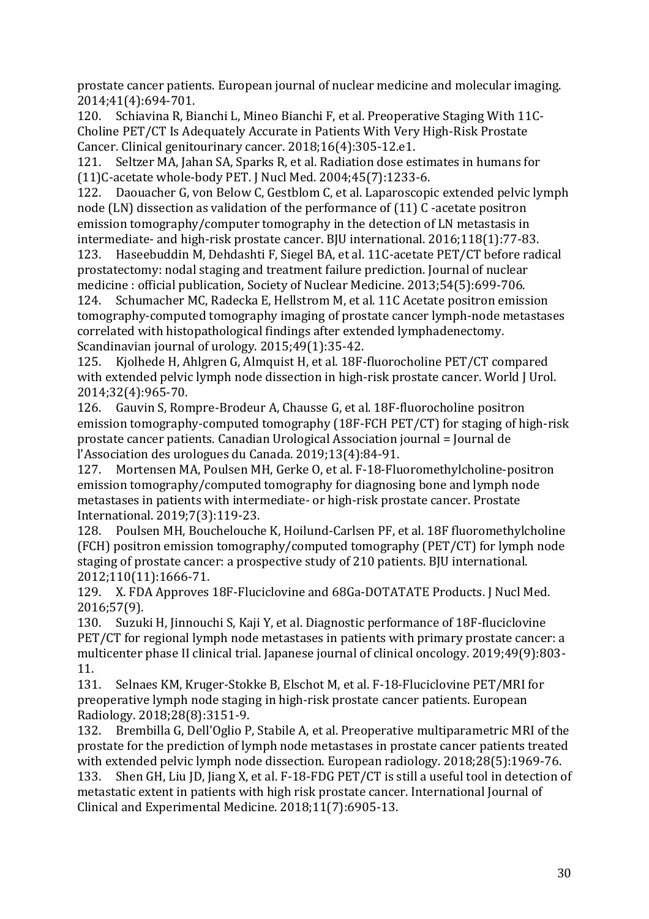prostate cancer patients. European journal of nuclear medicine and molecular imaging. 2014;41(4):694-701.

120. Schiavina R, Bianchi L, Mineo Bianchi F, et al. Preoperative Staging With 11C-Choline PET/CT Is Adequately Accurate in Patients With Very High-Risk Prostate Cancer. Clinical genitourinary cancer. 2018;16(4):305-12.e1.

121. Seltzer MA, Jahan SA, Sparks R, et al. Radiation dose estimates in humans for (11)C-acetate whole-body PET. J Nucl Med. 2004;45(7):1233-6.

122. Daouacher G, von Below C, Gestblom C, et al. Laparoscopic extended pelvic lymph node (LN) dissection as validation of the performance of (11) C -acetate positron emission tomography/computer tomography in the detection of LN metastasis in intermediate- and high-risk prostate cancer. BJU international. 2016;118(1):77-83.

123. Haseebuddin M, Dehdashti F, Siegel BA, et al. 11C-acetate PET/CT before radical prostatectomy: nodal staging and treatment failure prediction. Journal of nuclear medicine : official publication, Society of Nuclear Medicine. 2013;54(5):699-706.

124. Schumacher MC, Radecka E, Hellstrom M, et al. 11C Acetate positron emission tomography-computed tomography imaging of prostate cancer lymph-node metastases correlated with histopathological findings after extended lymphadenectomy. Scandinavian journal of urology. 2015;49(1):35-42.

125. Kjolhede H, Ahlgren G, Almquist H, et al. 18F-fluorocholine PET/CT compared with extended pelvic lymph node dissection in high-risk prostate cancer. World J Urol. 2014;32(4):965-70.

126. Gauvin S, Rompre-Brodeur A, Chausse G, et al. 18F-fluorocholine positron emission tomography-computed tomography (18F-FCH PET/CT) for staging of high-risk prostate cancer patients. Canadian Urological Association journal = Journal de l'Association des urologues du Canada. 2019;13(4):84-91.

127. Mortensen MA, Poulsen MH, Gerke O, et al. F-18-Fluoromethylcholine-positron emission tomography/computed tomography for diagnosing bone and lymph node metastases in patients with intermediate- or high-risk prostate cancer. Prostate International. 2019;7(3):119-23.

128. Poulsen MH, Bouchelouche K, Hoilund-Carlsen PF, et al. 18F fluoromethylcholine (FCH) positron emission tomography/computed tomography (PET/CT) for lymph node staging of prostate cancer: a prospective study of 210 patients. BJU international. 2012;110(11):1666-71.

129. X. FDA Approves 18F-Fluciclovine and 68Ga-DOTATATE Products. J Nucl Med. 2016;57(9).

130. Suzuki H, Jinnouchi S, Kaji Y, et al. Diagnostic performance of 18F-fluciclovine PET/CT for regional lymph node metastases in patients with primary prostate cancer: a multicenter phase II clinical trial. Japanese journal of clinical oncology. 2019;49(9):803-11.

131. Selnaes KM, Kruger-Stokke B, Elschot M, et al. F-18-Fluciclovine PET/MRI for preoperative lymph node staging in high-risk prostate cancer patients. European Radiology. 2018;28(8):3151-9.

132. Brembilla G, Dell'Oglio P, Stabile A, et al. Preoperative multiparametric MRI of the prostate for the prediction of lymph node metastases in prostate cancer patients treated with extended pelvic lymph node dissection. European radiology. 2018;28(5):1969-76.

133. Shen GH, Liu JD, Jiang X, et al. F-18-FDG PET/CT is still a useful tool in detection of metastatic extent in patients with high risk prostate cancer. International Journal of Clinical and Experimental Medicine. 2018;11(7):6905-13.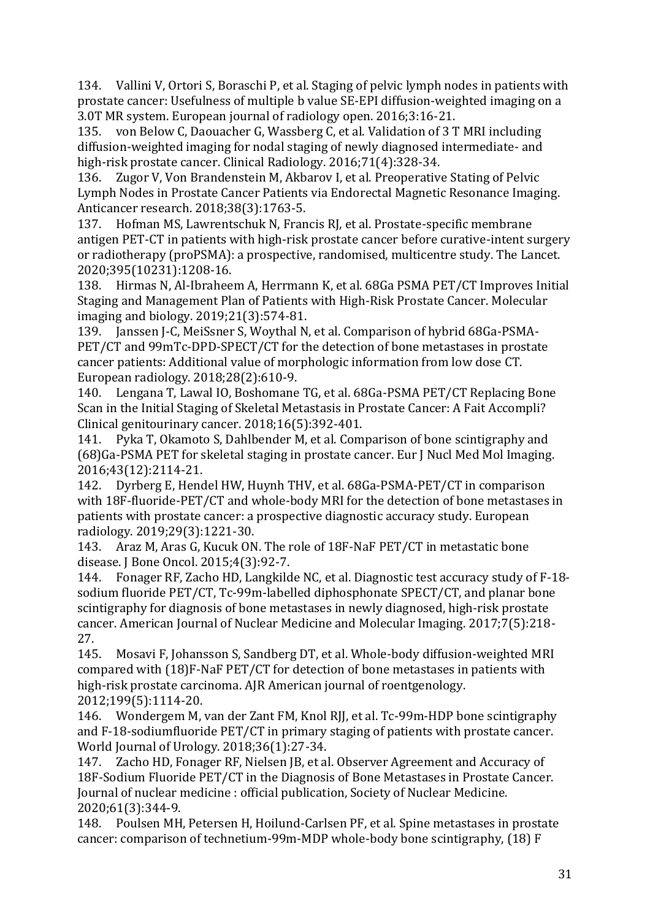134. Vallini V, Ortori S, Boraschi P, et al. Staging of pelvic lymph nodes in patients with prostate cancer: Usefulness of multiple b value SE-EPI diffusion-weighted imaging on a 3.0T MR system. European journal of radiology open. 2016;3:16-21.

135. von Below C, Daouacher G, Wassberg C, et al. Validation of 3 T MRI including diffusion-weighted imaging for nodal staging of newly diagnosed intermediate- and high-risk prostate cancer. Clinical Radiology. 2016;71(4):328-34.

136. Zugor V, Von Brandenstein M, Akbarov I, et al. Preoperative Stating of Pelvic Lymph Nodes in Prostate Cancer Patients via Endorectal Magnetic Resonance Imaging. Anticancer research. 2018;38(3):1763-5.

137. Hofman MS, Lawrentschuk N, Francis RJ, et al. Prostate-specific membrane antigen PET-CT in patients with high-risk prostate cancer before curative-intent surgery or radiotherapy (proPSMA): a prospective, randomised, multicentre study. The Lancet. 2020;395(10231):1208-16.

138. Hirmas N, Al-Ibraheem A, Herrmann K, et al. 68Ga PSMA PET/CT Improves Initial Staging and Management Plan of Patients with High-Risk Prostate Cancer. Molecular imaging and biology. 2019;21(3):574-81.

139. Janssen J-C, MeiSsner S, Woythal N, et al. Comparison of hybrid 68Ga-PSMA-PET/CT and 99mTc-DPD-SPECT/CT for the detection of bone metastases in prostate cancer patients: Additional value of morphologic information from low dose CT. European radiology. 2018;28(2):610-9.

140. Lengana T, Lawal IO, Boshomane TG, et al. 68Ga-PSMA PET/CT Replacing Bone Scan in the Initial Staging of Skeletal Metastasis in Prostate Cancer: A Fait Accompli? Clinical genitourinary cancer. 2018;16(5):392-401.

141. Pyka T, Okamoto S, Dahlbender M, et al. Comparison of bone scintigraphy and (68)Ga-PSMA PET for skeletal staging in prostate cancer. Eur J Nucl Med Mol Imaging. 2016;43(12):2114-21.

142. Dyrberg E, Hendel HW, Huynh THV, et al. 68Ga-PSMA-PET/CT in comparison with 18F-fluoride-PET/CT and whole-body MRI for the detection of bone metastases in patients with prostate cancer: a prospective diagnostic accuracy study. European radiology. 2019;29(3):1221-30.

143. Araz M, Aras G, Kucuk ON. The role of 18F-NaF PET/CT in metastatic bone disease. J Bone Oncol. 2015;4(3):92-7.

144. Fonager RF, Zacho HD, Langkilde NC, et al. Diagnostic test accuracy study of F-18-sodium fluoride PET/CT, Tc-99m-labelled diphosphonate SPECT/CT, and planar bone scintigraphy for diagnosis of bone metastases in newly diagnosed, high-risk prostate cancer. American Journal of Nuclear Medicine and Molecular Imaging. 2017;7(5):218-27.

145. Mosavi F, Johansson S, Sandberg DT, et al. Whole-body diffusion-weighted MRI compared with (18)F-NaF PET/CT for detection of bone metastases in patients with high-risk prostate carcinoma. AJR American journal of roentgenology. 2012;199(5):1114-20.

146. Wondergem M, van der Zant FM, Knol RJJ, et al. Tc-99m-HDP bone scintigraphy and F-18-sodiumfluoride PET/CT in primary staging of patients with prostate cancer. World Journal of Urology. 2018;36(1):27-34.

147. Zacho HD, Fonager RF, Nielsen JB, et al. Observer Agreement and Accuracy of 18F-Sodium Fluoride PET/CT in the Diagnosis of Bone Metastases in Prostate Cancer. Journal of nuclear medicine : official publication, Society of Nuclear Medicine. 2020;61(3):344-9.

148. Poulsen MH, Petersen H, Hoilund-Carlsen PF, et al. Spine metastases in prostate cancer: comparison of technetium-99m-MDP whole-body bone scintigraphy, (18) F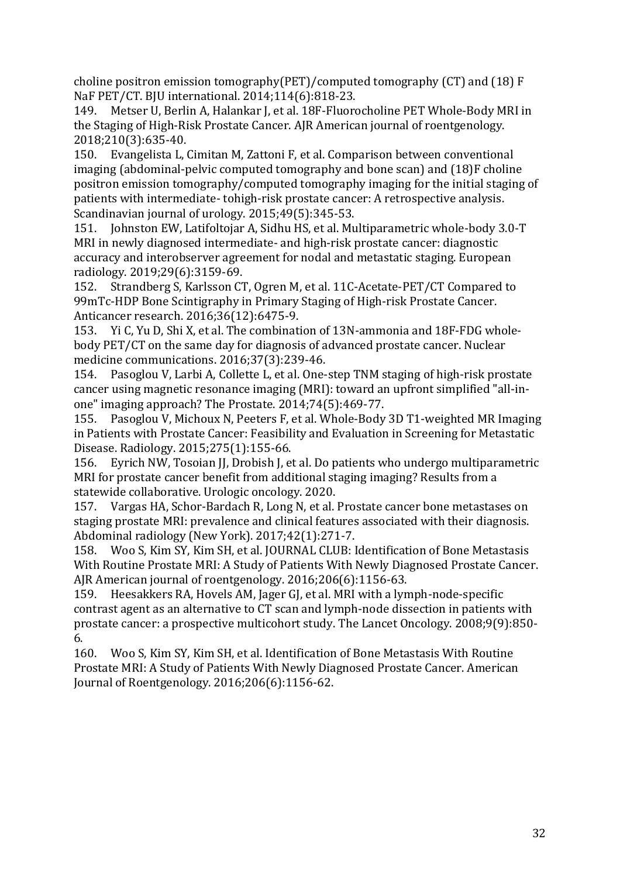choline positron emission tomography(PET)/computed tomography (CT) and (18) F NaF PET/CT. BJU international. 2014;114(6):818-23.

149. Metser U, Berlin A, Halankar J, et al. 18F-Fluorocholine PET Whole-Body MRI in the Staging of High-Risk Prostate Cancer. AJR American journal of roentgenology. 2018;210(3):635-40.

150. Evangelista L, Cimitan M, Zattoni F, et al. Comparison between conventional imaging (abdominal-pelvic computed tomography and bone scan) and (18)F choline positron emission tomography/computed tomography imaging for the initial staging of patients with intermediate- tohigh-risk prostate cancer: A retrospective analysis. Scandinavian journal of urology. 2015;49(5):345-53.

151. Johnston EW, Latifoltojar A, Sidhu HS, et al. Multiparametric whole-body 3.0-T MRI in newly diagnosed intermediate- and high-risk prostate cancer: diagnostic accuracy and interobserver agreement for nodal and metastatic staging. European radiology. 2019;29(6):3159-69.

152. Strandberg S, Karlsson CT, Ogren M, et al. 11C-Acetate-PET/CT Compared to 99mTc-HDP Bone Scintigraphy in Primary Staging of High-risk Prostate Cancer. Anticancer research. 2016;36(12):6475-9.

153. Yi C, Yu D, Shi X, et al. The combination of 13N-ammonia and 18F-FDG whole-body PET/CT on the same day for diagnosis of advanced prostate cancer. Nuclear medicine communications. 2016;37(3):239-46.

154. Pasoglou V, Larbi A, Collette L, et al. One-step TNM staging of high-risk prostate cancer using magnetic resonance imaging (MRI): toward an upfront simplified "all-in-one" imaging approach? The Prostate. 2014;74(5):469-77.

155. Pasoglou V, Michoux N, Peeters F, et al. Whole-Body 3D T1-weighted MR Imaging in Patients with Prostate Cancer: Feasibility and Evaluation in Screening for Metastatic Disease. Radiology. 2015;275(1):155-66.

156. Eyrich NW, Tosoian JJ, Drobish J, et al. Do patients who undergo multiparametric MRI for prostate cancer benefit from additional staging imaging? Results from a statewide collaborative. Urologic oncology. 2020.

157. Vargas HA, Schor-Bardach R, Long N, et al. Prostate cancer bone metastases on staging prostate MRI: prevalence and clinical features associated with their diagnosis. Abdominal radiology (New York). 2017;42(1):271-7.

158. Woo S, Kim SY, Kim SH, et al. JOURNAL CLUB: Identification of Bone Metastasis With Routine Prostate MRI: A Study of Patients With Newly Diagnosed Prostate Cancer. AJR American journal of roentgenology. 2016;206(6):1156-63.

159. Heesakkers RA, Hovels AM, Jager GJ, et al. MRI with a lymph-node-specific contrast agent as an alternative to CT scan and lymph-node dissection in patients with prostate cancer: a prospective multicohort study. The Lancet Oncology. 2008;9(9):850-6.

160. Woo S, Kim SY, Kim SH, et al. Identification of Bone Metastasis With Routine Prostate MRI: A Study of Patients With Newly Diagnosed Prostate Cancer. American Journal of Roentgenology. 2016;206(6):1156-62.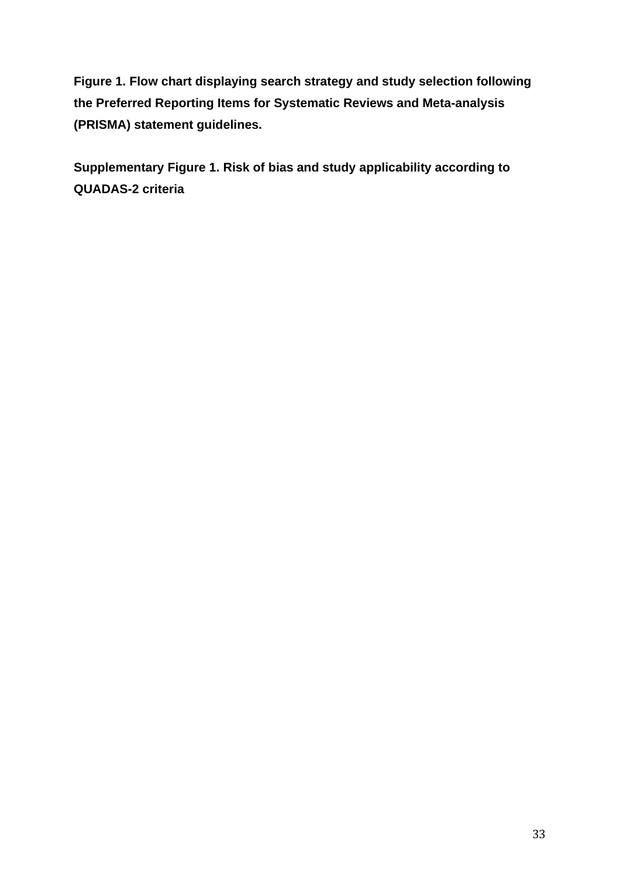**Figure 1. Flow chart displaying search strategy and study selection following the Preferred Reporting Items for Systematic Reviews and Meta-analysis (PRISMA) statement guidelines.**

**Supplementary Figure 1. Risk of bias and study applicability according to QUADAS-2 criteria**